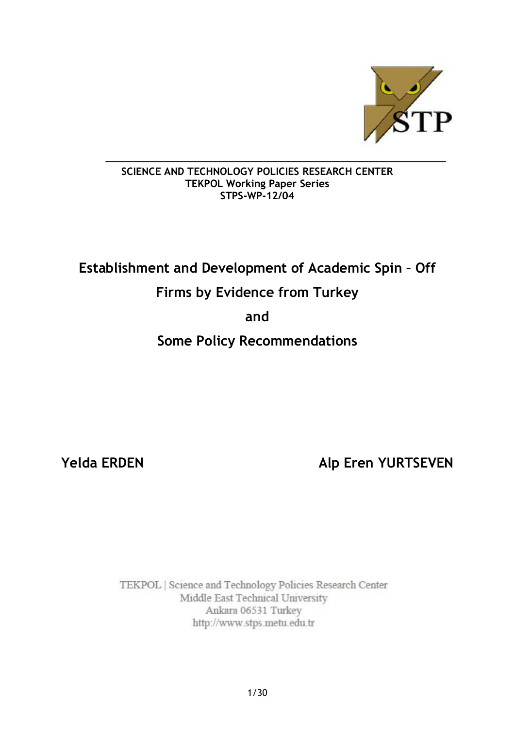**SCIENCE AND TECHNOLOGY POLICIES RESEARCH CENTER**
**TEKPOL Working Paper Series**
**STPS-WP-12/04**

# Establishment and Development of Academic Spin – Off Firms by Evidence from Turkey and Some Policy Recommendations

**Yelda ERDEN** **Alp Eren YURTSEVEN**

TEKPOL | Science and Technology Policies Research Center
Middle East Technical University
Ankara 06531 Turkey
http://www.stps.metu.edu.tr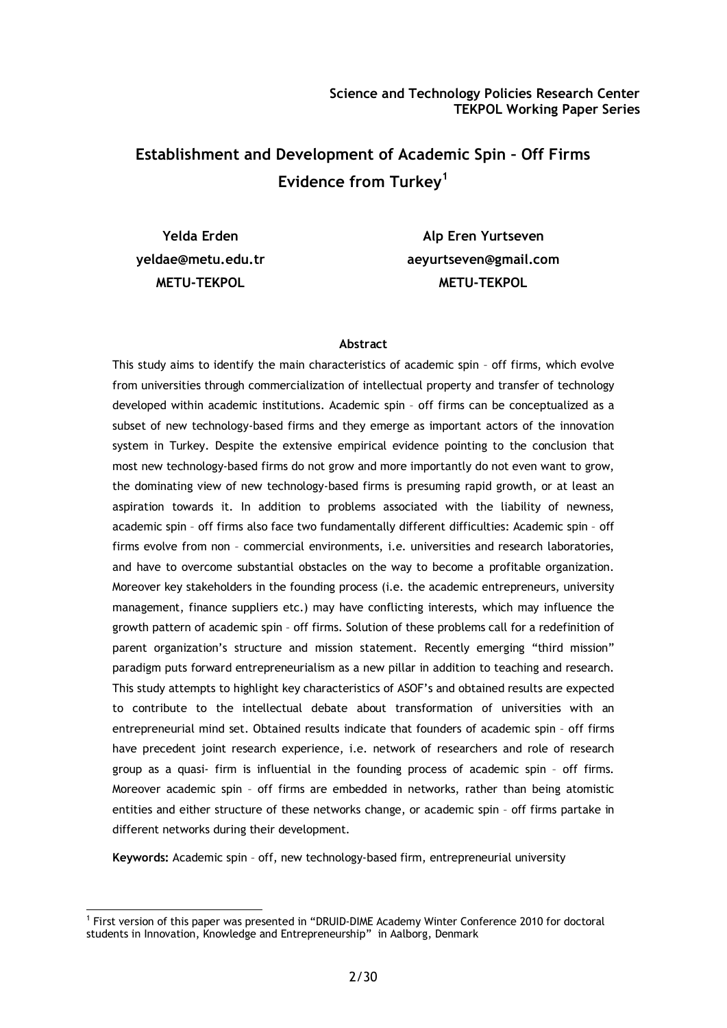Science and Technology Policies Research Center
TEKPOL Working Paper Series

# Establishment and Development of Academic Spin – Off Firms Evidence from Turkey[1]

**Yelda Erden**
**yeldae@metu.edu.tr**
**METU-TEKPOL**

**Alp Eren Yurtseven**
**aeyurtseven@gmail.com**
**METU-TEKPOL**

### Abstract

This study aims to identify the main characteristics of academic spin – off firms, which evolve from universities through commercialization of intellectual property and transfer of technology developed within academic institutions. Academic spin – off firms can be conceptualized as a subset of new technology-based firms and they emerge as important actors of the innovation system in Turkey. Despite the extensive empirical evidence pointing to the conclusion that most new technology-based firms do not grow and more importantly do not even want to grow, the dominating view of new technology-based firms is presuming rapid growth, or at least an aspiration towards it. In addition to problems associated with the liability of newness, academic spin – off firms also face two fundamentally different difficulties: Academic spin – off firms evolve from non – commercial environments, i.e. universities and research laboratories, and have to overcome substantial obstacles on the way to become a profitable organization. Moreover key stakeholders in the founding process (i.e. the academic entrepreneurs, university management, finance suppliers etc.) may have conflicting interests, which may influence the growth pattern of academic spin – off firms. Solution of these problems call for a redefinition of parent organization's structure and mission statement. Recently emerging "third mission" paradigm puts forward entrepreneurialism as a new pillar in addition to teaching and research. This study attempts to highlight key characteristics of ASOF's and obtained results are expected to contribute to the intellectual debate about transformation of universities with an entrepreneurial mind set. Obtained results indicate that founders of academic spin – off firms have precedent joint research experience, i.e. network of researchers and role of research group as a quasi- firm is influential in the founding process of academic spin – off firms. Moreover academic spin – off firms are embedded in networks, rather than being atomistic entities and either structure of these networks change, or academic spin – off firms partake in different networks during their development.

**Keywords:** Academic spin – off, new technology-based firm, entrepreneurial university

[1] First version of this paper was presented in "DRUID-DIME Academy Winter Conference 2010 for doctoral students in Innovation, Knowledge and Entrepreneurship" in Aalborg, Denmark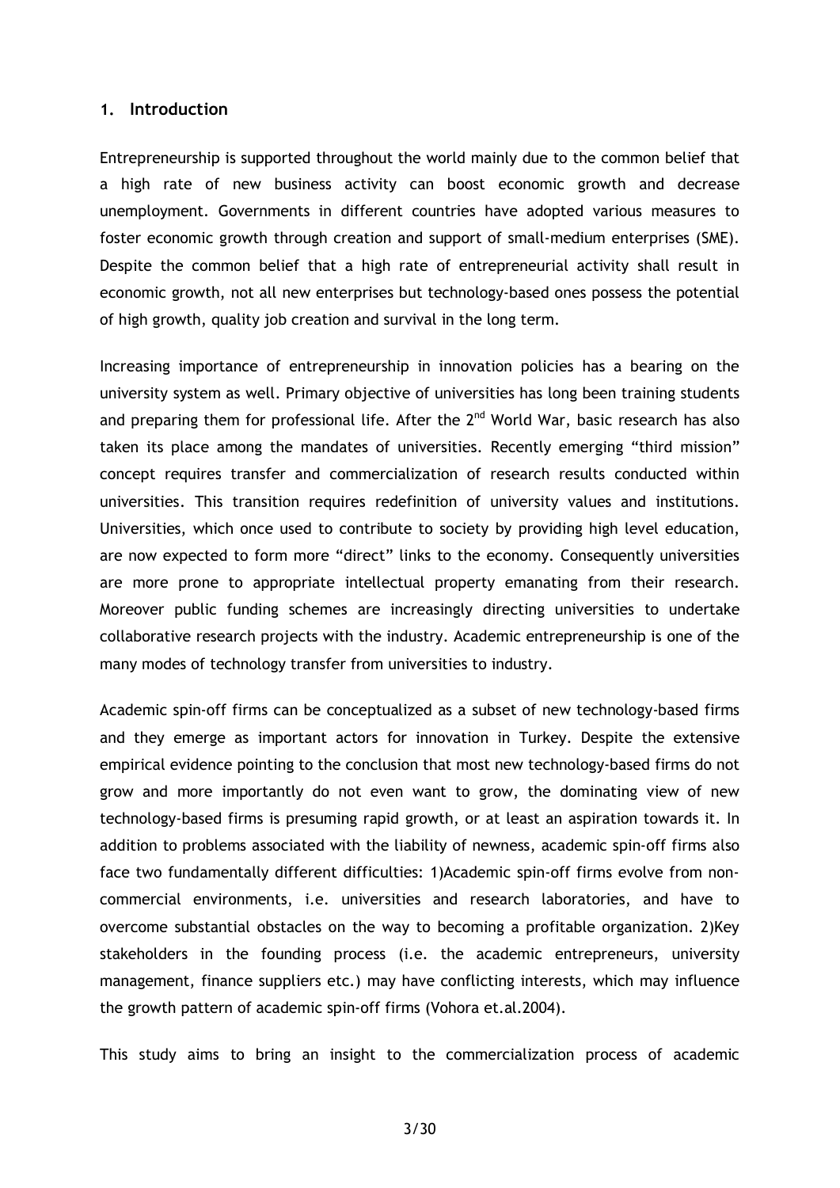## 1. Introduction

Entrepreneurship is supported throughout the world mainly due to the common belief that a high rate of new business activity can boost economic growth and decrease unemployment. Governments in different countries have adopted various measures to foster economic growth through creation and support of small-medium enterprises (SME). Despite the common belief that a high rate of entrepreneurial activity shall result in economic growth, not all new enterprises but technology-based ones possess the potential of high growth, quality job creation and survival in the long term.

Increasing importance of entrepreneurship in innovation policies has a bearing on the university system as well. Primary objective of universities has long been training students and preparing them for professional life. After the 2nd World War, basic research has also taken its place among the mandates of universities. Recently emerging "third mission" concept requires transfer and commercialization of research results conducted within universities. This transition requires redefinition of university values and institutions. Universities, which once used to contribute to society by providing high level education, are now expected to form more "direct" links to the economy. Consequently universities are more prone to appropriate intellectual property emanating from their research. Moreover public funding schemes are increasingly directing universities to undertake collaborative research projects with the industry. Academic entrepreneurship is one of the many modes of technology transfer from universities to industry.

Academic spin-off firms can be conceptualized as a subset of new technology-based firms and they emerge as important actors for innovation in Turkey. Despite the extensive empirical evidence pointing to the conclusion that most new technology-based firms do not grow and more importantly do not even want to grow, the dominating view of new technology-based firms is presuming rapid growth, or at least an aspiration towards it. In addition to problems associated with the liability of newness, academic spin-off firms also face two fundamentally different difficulties: 1)Academic spin-off firms evolve from non-commercial environments, i.e. universities and research laboratories, and have to overcome substantial obstacles on the way to becoming a profitable organization. 2)Key stakeholders in the founding process (i.e. the academic entrepreneurs, university management, finance suppliers etc.) may have conflicting interests, which may influence the growth pattern of academic spin-off firms (Vohora et.al.2004).

This study aims to bring an insight to the commercialization process of academic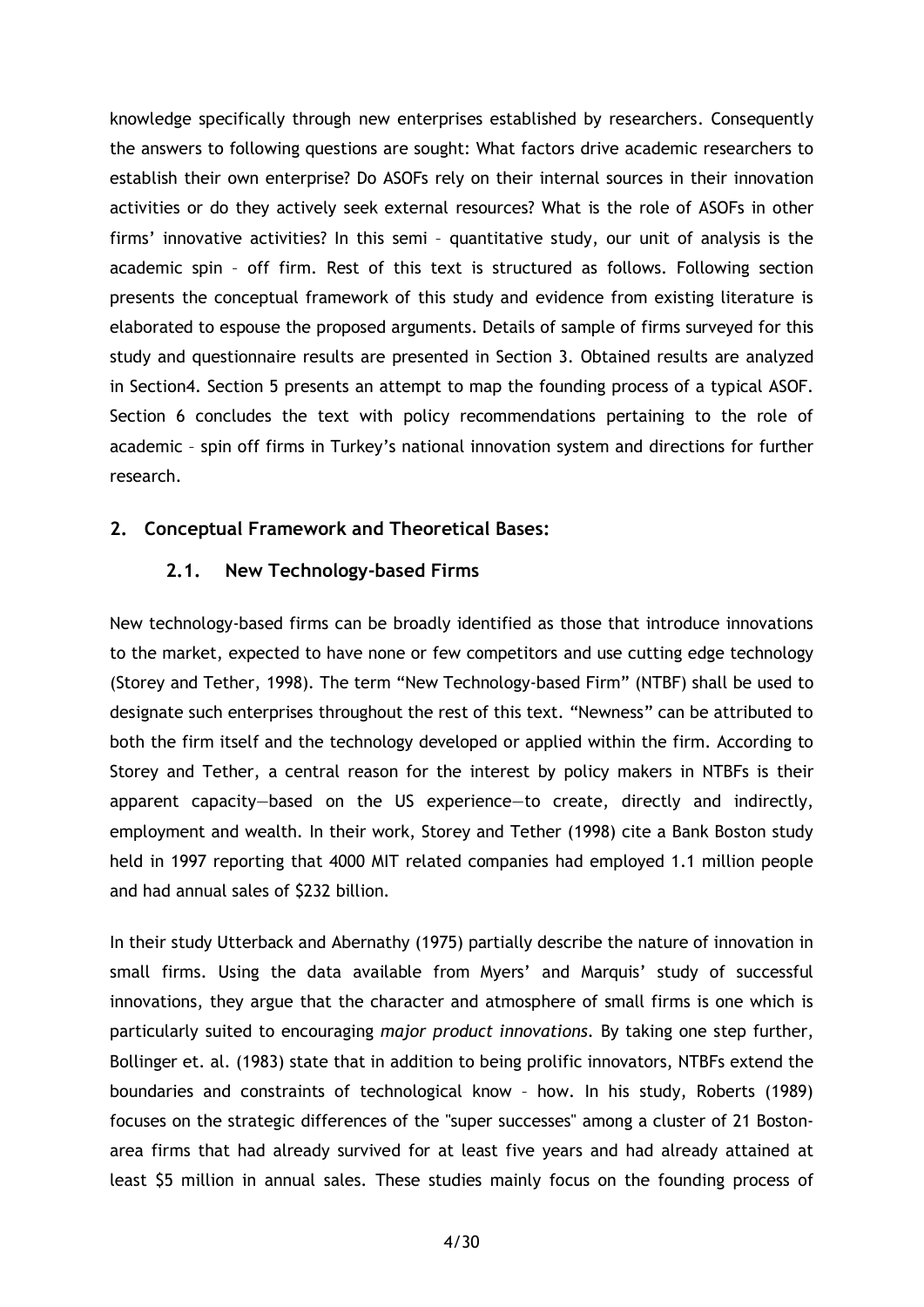knowledge specifically through new enterprises established by researchers. Consequently the answers to following questions are sought: What factors drive academic researchers to establish their own enterprise? Do ASOFs rely on their internal sources in their innovation activities or do they actively seek external resources? What is the role of ASOFs in other firms' innovative activities? In this semi – quantitative study, our unit of analysis is the academic spin – off firm. Rest of this text is structured as follows. Following section presents the conceptual framework of this study and evidence from existing literature is elaborated to espouse the proposed arguments. Details of sample of firms surveyed for this study and questionnaire results are presented in Section 3. Obtained results are analyzed in Section4. Section 5 presents an attempt to map the founding process of a typical ASOF. Section 6 concludes the text with policy recommendations pertaining to the role of academic – spin off firms in Turkey's national innovation system and directions for further research.

## 2. Conceptual Framework and Theoretical Bases:

### 2.1. New Technology-based Firms

New technology-based firms can be broadly identified as those that introduce innovations to the market, expected to have none or few competitors and use cutting edge technology (Storey and Tether, 1998). The term "New Technology-based Firm" (NTBF) shall be used to designate such enterprises throughout the rest of this text. "Newness" can be attributed to both the firm itself and the technology developed or applied within the firm. According to Storey and Tether, a central reason for the interest by policy makers in NTBFs is their apparent capacity—based on the US experience—to create, directly and indirectly, employment and wealth. In their work, Storey and Tether (1998) cite a Bank Boston study held in 1997 reporting that 4000 MIT related companies had employed 1.1 million people and had annual sales of $232 billion.

In their study Utterback and Abernathy (1975) partially describe the nature of innovation in small firms. Using the data available from Myers' and Marquis' study of successful innovations, they argue that the character and atmosphere of small firms is one which is particularly suited to encouraging *major product innovations*. By taking one step further, Bollinger et. al. (1983) state that in addition to being prolific innovators, NTBFs extend the boundaries and constraints of technological know – how. In his study, Roberts (1989) focuses on the strategic differences of the "super successes" among a cluster of 21 Boston-area firms that had already survived for at least five years and had already attained at least $5 million in annual sales. These studies mainly focus on the founding process of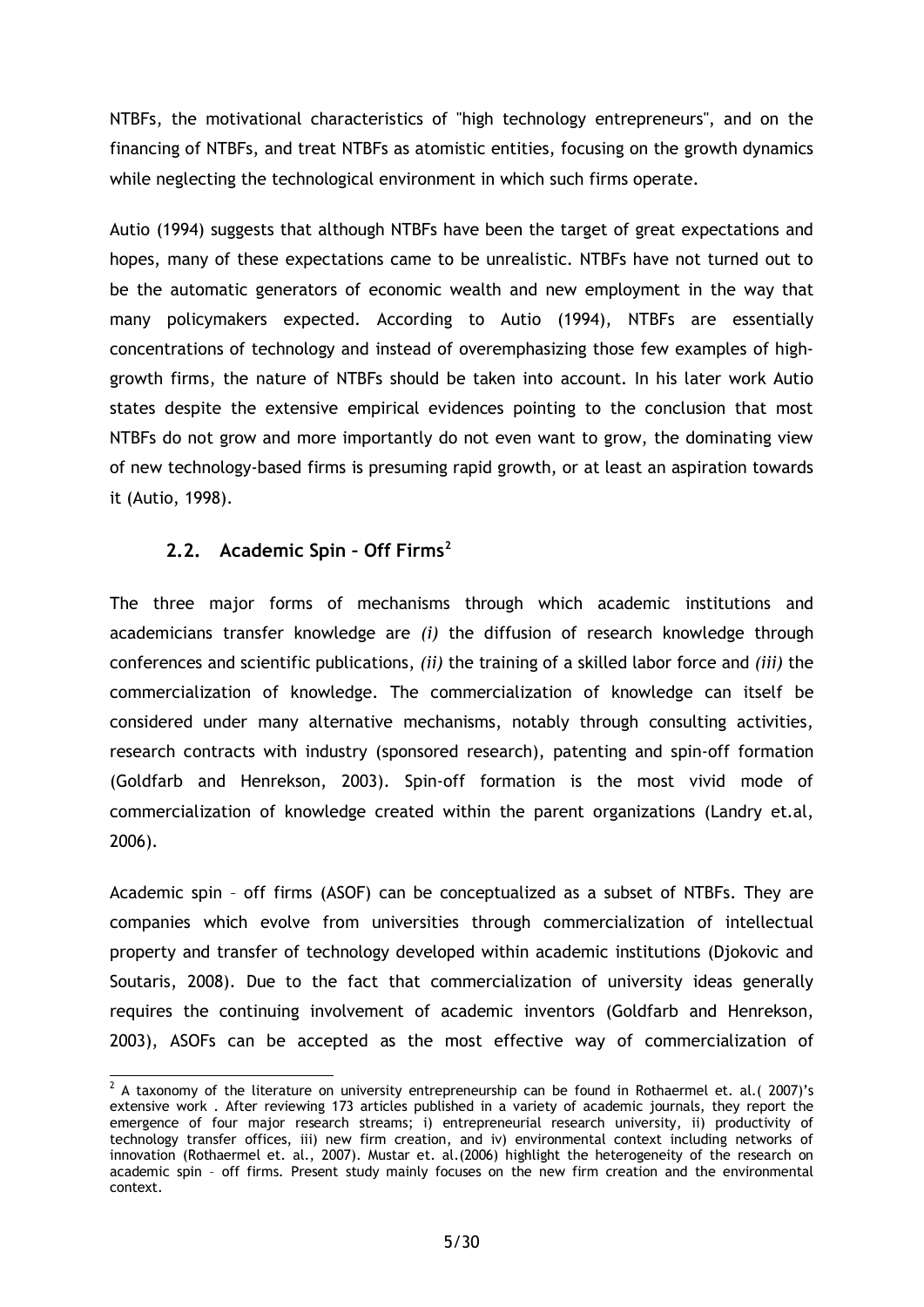NTBFs, the motivational characteristics of "high technology entrepreneurs", and on the financing of NTBFs, and treat NTBFs as atomistic entities, focusing on the growth dynamics while neglecting the technological environment in which such firms operate.

Autio (1994) suggests that although NTBFs have been the target of great expectations and hopes, many of these expectations came to be unrealistic. NTBFs have not turned out to be the automatic generators of economic wealth and new employment in the way that many policymakers expected. According to Autio (1994), NTBFs are essentially concentrations of technology and instead of overemphasizing those few examples of high-growth firms, the nature of NTBFs should be taken into account. In his later work Autio states despite the extensive empirical evidences pointing to the conclusion that most NTBFs do not grow and more importantly do not even want to grow, the dominating view of new technology-based firms is presuming rapid growth, or at least an aspiration towards it (Autio, 1998).

## 2.2. Academic Spin – Off Firms[2]

The three major forms of mechanisms through which academic institutions and academicians transfer knowledge are *(i)* the diffusion of research knowledge through conferences and scientific publications, *(ii)* the training of a skilled labor force and *(iii)* the commercialization of knowledge. The commercialization of knowledge can itself be considered under many alternative mechanisms, notably through consulting activities, research contracts with industry (sponsored research), patenting and spin-off formation (Goldfarb and Henrekson, 2003). Spin-off formation is the most vivid mode of commercialization of knowledge created within the parent organizations (Landry et.al, 2006).

Academic spin – off firms (ASOF) can be conceptualized as a subset of NTBFs. They are companies which evolve from universities through commercialization of intellectual property and transfer of technology developed within academic institutions (Djokovic and Soutaris, 2008). Due to the fact that commercialization of university ideas generally requires the continuing involvement of academic inventors (Goldfarb and Henrekson, 2003), ASOFs can be accepted as the most effective way of commercialization of

---

[2] A taxonomy of the literature on university entrepreneurship can be found in Rothaermel et. al.( 2007)'s extensive work . After reviewing 173 articles published in a variety of academic journals, they report the emergence of four major research streams; i) entrepreneurial research university, ii) productivity of technology transfer offices, iii) new firm creation, and iv) environmental context including networks of innovation (Rothaermel et. al., 2007). Mustar et. al.(2006) highlight the heterogeneity of the research on academic spin – off firms. Present study mainly focuses on the new firm creation and the environmental context.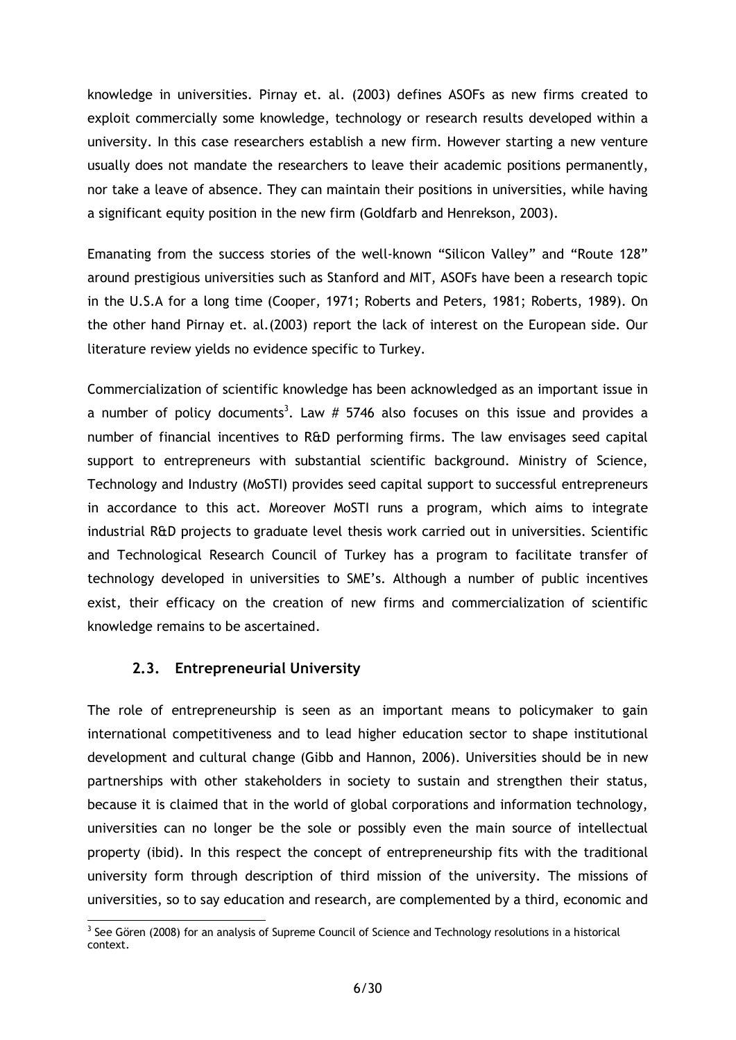knowledge in universities. Pirnay et. al. (2003) defines ASOFs as new firms created to exploit commercially some knowledge, technology or research results developed within a university. In this case researchers establish a new firm. However starting a new venture usually does not mandate the researchers to leave their academic positions permanently, nor take a leave of absence. They can maintain their positions in universities, while having a significant equity position in the new firm (Goldfarb and Henrekson, 2003).

Emanating from the success stories of the well-known "Silicon Valley" and "Route 128" around prestigious universities such as Stanford and MIT, ASOFs have been a research topic in the U.S.A for a long time (Cooper, 1971; Roberts and Peters, 1981; Roberts, 1989). On the other hand Pirnay et. al.(2003) report the lack of interest on the European side. Our literature review yields no evidence specific to Turkey.

Commercialization of scientific knowledge has been acknowledged as an important issue in a number of policy documents[3]. Law # 5746 also focuses on this issue and provides a number of financial incentives to R&D performing firms. The law envisages seed capital support to entrepreneurs with substantial scientific background. Ministry of Science, Technology and Industry (MoSTI) provides seed capital support to successful entrepreneurs in accordance to this act. Moreover MoSTI runs a program, which aims to integrate industrial R&D projects to graduate level thesis work carried out in universities. Scientific and Technological Research Council of Turkey has a program to facilitate transfer of technology developed in universities to SME's. Although a number of public incentives exist, their efficacy on the creation of new firms and commercialization of scientific knowledge remains to be ascertained.

## 2.3. Entrepreneurial University

The role of entrepreneurship is seen as an important means to policymaker to gain international competitiveness and to lead higher education sector to shape institutional development and cultural change (Gibb and Hannon, 2006). Universities should be in new partnerships with other stakeholders in society to sustain and strengthen their status, because it is claimed that in the world of global corporations and information technology, universities can no longer be the sole or possibly even the main source of intellectual property (ibid). In this respect the concept of entrepreneurship fits with the traditional university form through description of third mission of the university. The missions of universities, so to say education and research, are complemented by a third, economic and

[3] See Gören (2008) for an analysis of Supreme Council of Science and Technology resolutions in a historical context.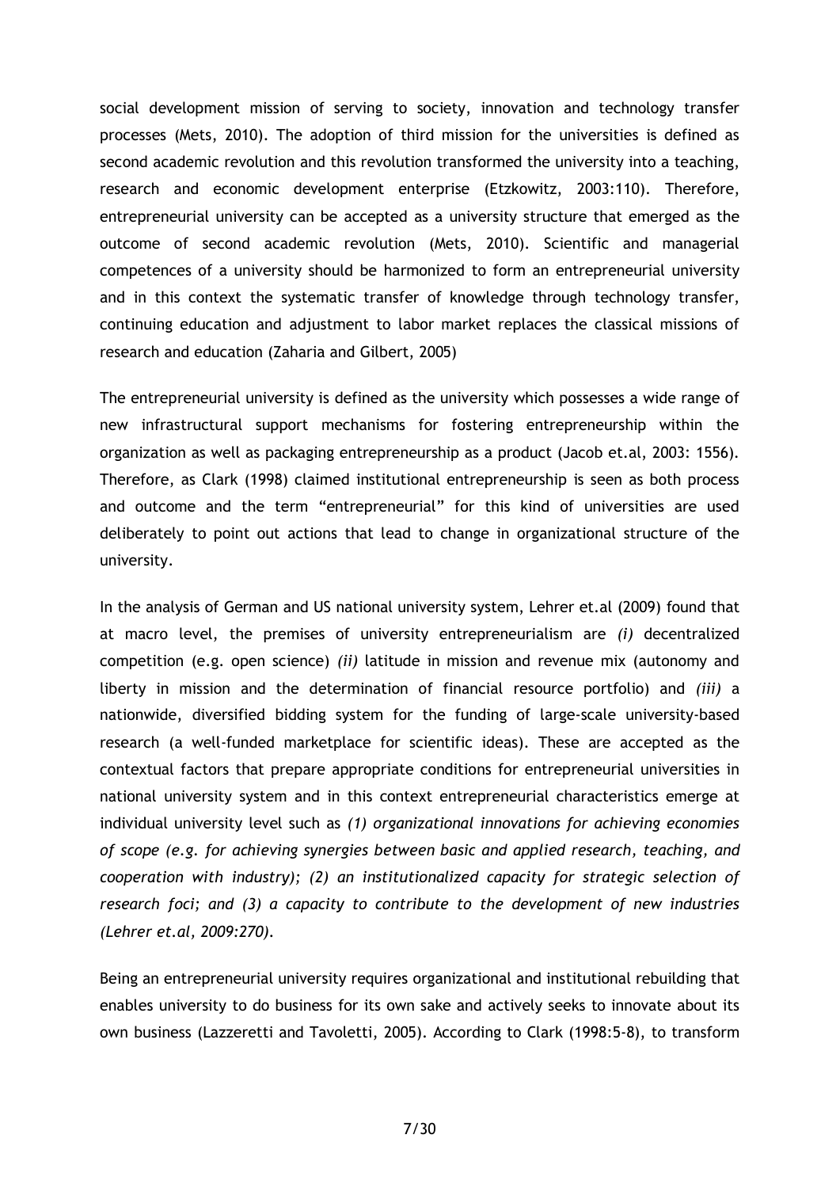social development mission of serving to society, innovation and technology transfer processes (Mets, 2010). The adoption of third mission for the universities is defined as second academic revolution and this revolution transformed the university into a teaching, research and economic development enterprise (Etzkowitz, 2003:110). Therefore, entrepreneurial university can be accepted as a university structure that emerged as the outcome of second academic revolution (Mets, 2010). Scientific and managerial competences of a university should be harmonized to form an entrepreneurial university and in this context the systematic transfer of knowledge through technology transfer, continuing education and adjustment to labor market replaces the classical missions of research and education (Zaharia and Gilbert, 2005)

The entrepreneurial university is defined as the university which possesses a wide range of new infrastructural support mechanisms for fostering entrepreneurship within the organization as well as packaging entrepreneurship as a product (Jacob et.al, 2003: 1556). Therefore, as Clark (1998) claimed institutional entrepreneurship is seen as both process and outcome and the term "entrepreneurial" for this kind of universities are used deliberately to point out actions that lead to change in organizational structure of the university.

In the analysis of German and US national university system, Lehrer et.al (2009) found that at macro level, the premises of university entrepreneurialism are *(i)* decentralized competition (e.g. open science) *(ii)* latitude in mission and revenue mix (autonomy and liberty in mission and the determination of financial resource portfolio) and *(iii)* a nationwide, diversified bidding system for the funding of large-scale university-based research (a well-funded marketplace for scientific ideas). These are accepted as the contextual factors that prepare appropriate conditions for entrepreneurial universities in national university system and in this context entrepreneurial characteristics emerge at individual university level such as *(1) organizational innovations for achieving economies of scope (e.g. for achieving synergies between basic and applied research, teaching, and cooperation with industry); (2) an institutionalized capacity for strategic selection of research foci; and (3) a capacity to contribute to the development of new industries (Lehrer et.al, 2009:270).*

Being an entrepreneurial university requires organizational and institutional rebuilding that enables university to do business for its own sake and actively seeks to innovate about its own business (Lazzeretti and Tavoletti, 2005). According to Clark (1998:5-8), to transform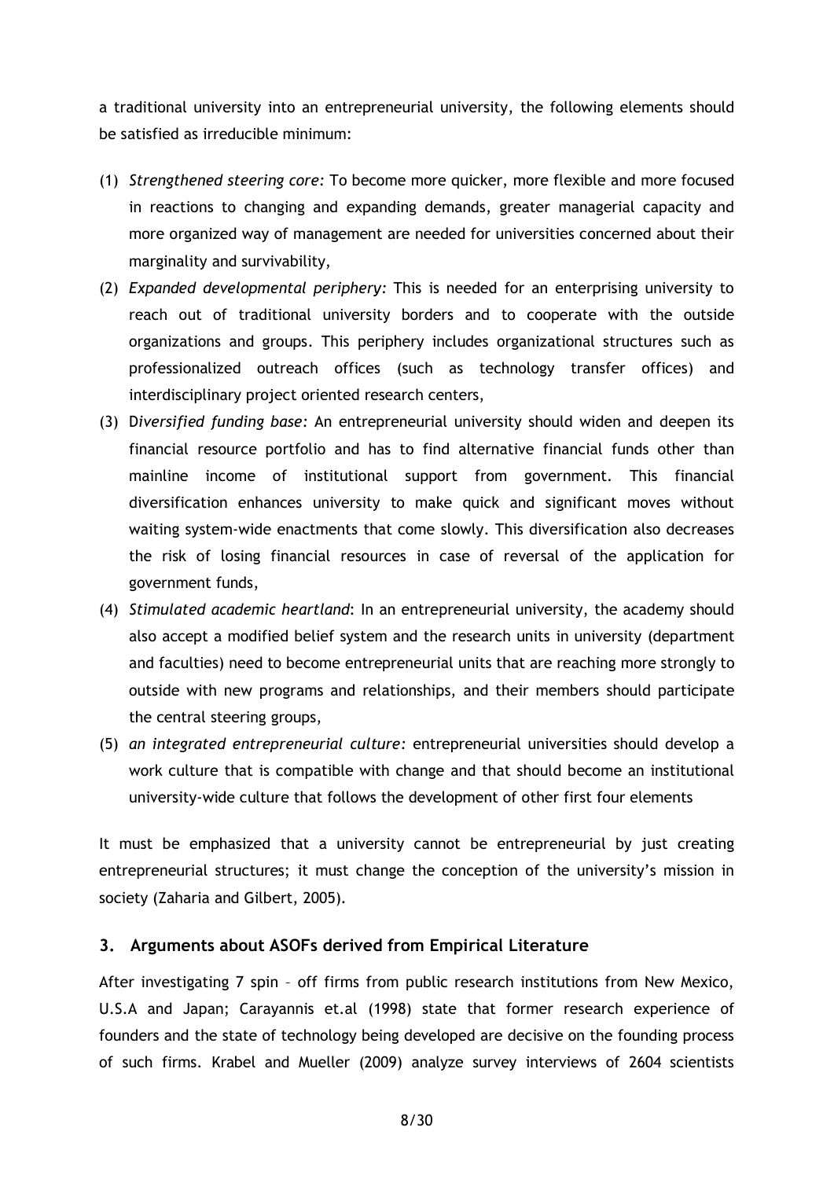a traditional university into an entrepreneurial university, the following elements should be satisfied as irreducible minimum:

(1) *Strengthened steering core:* To become more quicker, more flexible and more focused in reactions to changing and expanding demands, greater managerial capacity and more organized way of management are needed for universities concerned about their marginality and survivability,
(2) *Expanded developmental periphery:* This is needed for an enterprising university to reach out of traditional university borders and to cooperate with the outside organizations and groups. This periphery includes organizational structures such as professionalized outreach offices (such as technology transfer offices) and interdisciplinary project oriented research centers,
(3) D*iversified funding base:* An entrepreneurial university should widen and deepen its financial resource portfolio and has to find alternative financial funds other than mainline income of institutional support from government. This financial diversification enhances university to make quick and significant moves without waiting system-wide enactments that come slowly. This diversification also decreases the risk of losing financial resources in case of reversal of the application for government funds,
(4) *Stimulated academic heartland*: In an entrepreneurial university, the academy should also accept a modified belief system and the research units in university (department and faculties) need to become entrepreneurial units that are reaching more strongly to outside with new programs and relationships, and their members should participate the central steering groups,
(5) *an integrated entrepreneurial culture:* entrepreneurial universities should develop a work culture that is compatible with change and that should become an institutional university-wide culture that follows the development of other first four elements

It must be emphasized that a university cannot be entrepreneurial by just creating entrepreneurial structures; it must change the conception of the university's mission in society (Zaharia and Gilbert, 2005).

## 3. Arguments about ASOFs derived from Empirical Literature

After investigating 7 spin – off firms from public research institutions from New Mexico, U.S.A and Japan; Carayannis et.al (1998) state that former research experience of founders and the state of technology being developed are decisive on the founding process of such firms. Krabel and Mueller (2009) analyze survey interviews of 2604 scientists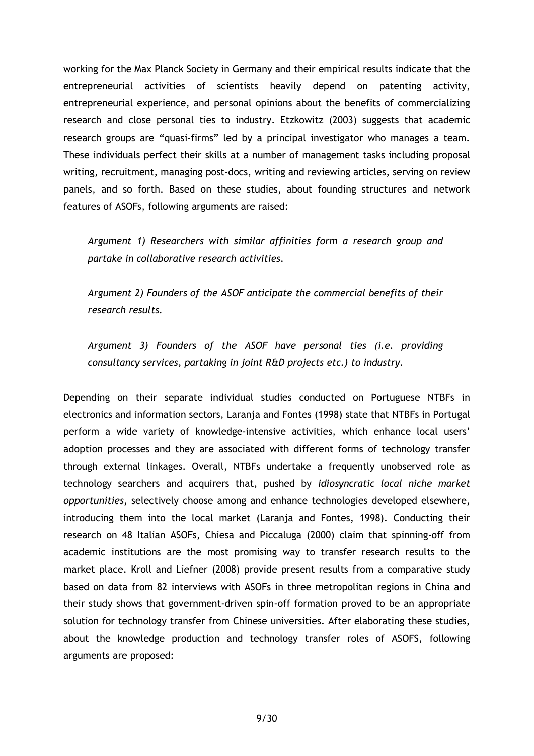working for the Max Planck Society in Germany and their empirical results indicate that the entrepreneurial activities of scientists heavily depend on patenting activity, entrepreneurial experience, and personal opinions about the benefits of commercializing research and close personal ties to industry. Etzkowitz (2003) suggests that academic research groups are "quasi-firms" led by a principal investigator who manages a team. These individuals perfect their skills at a number of management tasks including proposal writing, recruitment, managing post-docs, writing and reviewing articles, serving on review panels, and so forth. Based on these studies, about founding structures and network features of ASOFs, following arguments are raised:

> *Argument 1) Researchers with similar affinities form a research group and partake in collaborative research activities.*
>
> *Argument 2) Founders of the ASOF anticipate the commercial benefits of their research results.*
>
> *Argument 3) Founders of the ASOF have personal ties (i.e. providing consultancy services, partaking in joint R&D projects etc.) to industry.*

Depending on their separate individual studies conducted on Portuguese NTBFs in electronics and information sectors, Laranja and Fontes (1998) state that NTBFs in Portugal perform a wide variety of knowledge-intensive activities, which enhance local users' adoption processes and they are associated with different forms of technology transfer through external linkages. Overall, NTBFs undertake a frequently unobserved role as technology searchers and acquirers that, pushed by *idiosyncratic local niche market opportunities*, selectively choose among and enhance technologies developed elsewhere, introducing them into the local market (Laranja and Fontes, 1998). Conducting their research on 48 Italian ASOFs, Chiesa and Piccaluga (2000) claim that spinning-off from academic institutions are the most promising way to transfer research results to the market place. Kroll and Liefner (2008) provide present results from a comparative study based on data from 82 interviews with ASOFs in three metropolitan regions in China and their study shows that government-driven spin-off formation proved to be an appropriate solution for technology transfer from Chinese universities. After elaborating these studies, about the knowledge production and technology transfer roles of ASOFS, following arguments are proposed: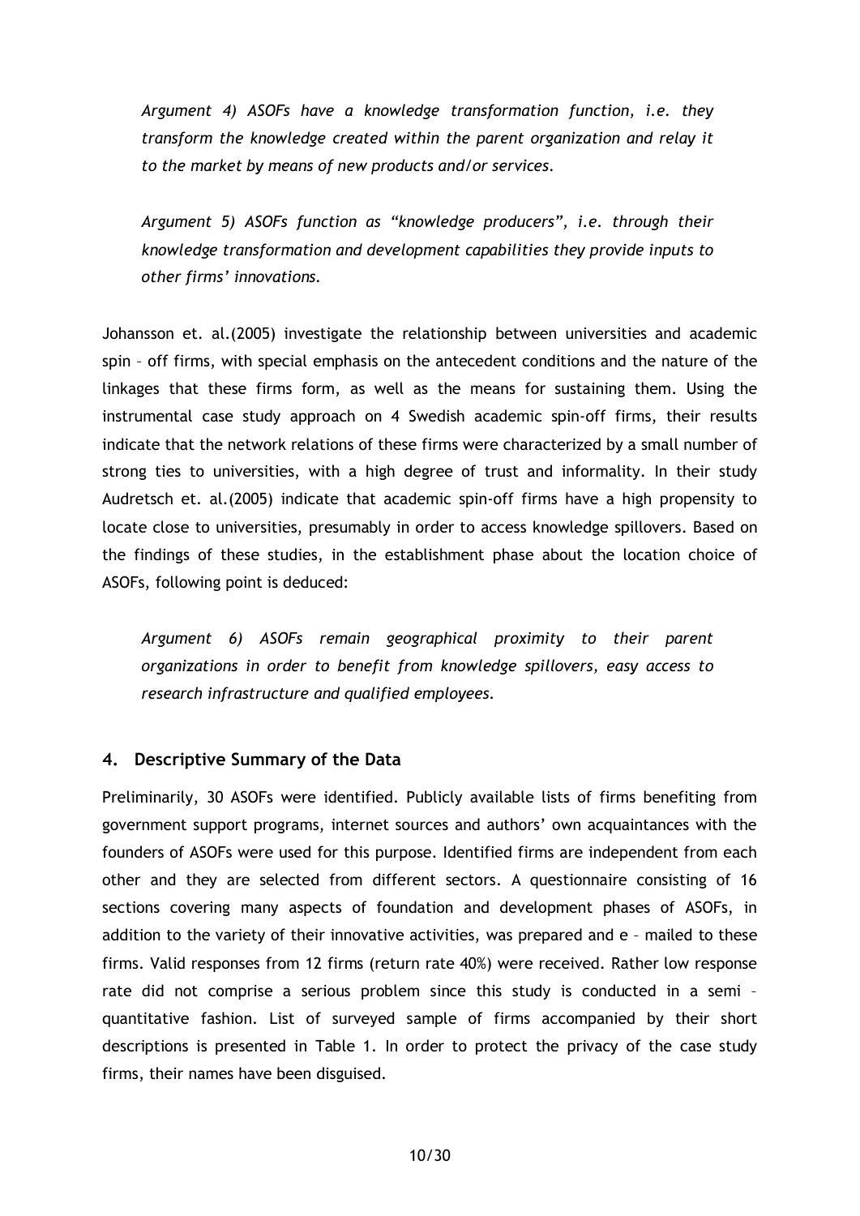*Argument 4) ASOFs have a knowledge transformation function, i.e. they transform the knowledge created within the parent organization and relay it to the market by means of new products and/or services.*

*Argument 5) ASOFs function as "knowledge producers", i.e. through their knowledge transformation and development capabilities they provide inputs to other firms' innovations.*

Johansson et. al.(2005) investigate the relationship between universities and academic spin – off firms, with special emphasis on the antecedent conditions and the nature of the linkages that these firms form, as well as the means for sustaining them. Using the instrumental case study approach on 4 Swedish academic spin-off firms, their results indicate that the network relations of these firms were characterized by a small number of strong ties to universities, with a high degree of trust and informality. In their study Audretsch et. al.(2005) indicate that academic spin-off firms have a high propensity to locate close to universities, presumably in order to access knowledge spillovers. Based on the findings of these studies, in the establishment phase about the location choice of ASOFs, following point is deduced:

*Argument 6) ASOFs remain geographical proximity to their parent organizations in order to benefit from knowledge spillovers, easy access to research infrastructure and qualified employees.*

## 4. Descriptive Summary of the Data

Preliminarily, 30 ASOFs were identified. Publicly available lists of firms benefiting from government support programs, internet sources and authors' own acquaintances with the founders of ASOFs were used for this purpose. Identified firms are independent from each other and they are selected from different sectors. A questionnaire consisting of 16 sections covering many aspects of foundation and development phases of ASOFs, in addition to the variety of their innovative activities, was prepared and e – mailed to these firms. Valid responses from 12 firms (return rate 40%) were received. Rather low response rate did not comprise a serious problem since this study is conducted in a semi – quantitative fashion. List of surveyed sample of firms accompanied by their short descriptions is presented in Table 1. In order to protect the privacy of the case study firms, their names have been disguised.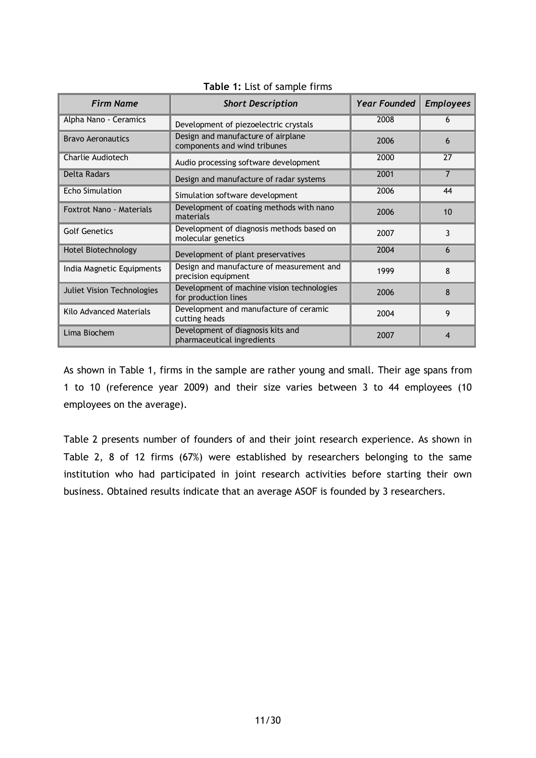**Table 1:** List of sample firms

| *Firm Name* | *Short Description* | *Year Founded* | *Employees* |
|---|---|---|---|
| Alpha Nano - Ceramics | Development of piezoelectric crystals | 2008 | 6 |
| Bravo Aeronautics | Design and manufacture of airplane components and wind tribunes | 2006 | 6 |
| Charlie Audiotech | Audio processing software development | 2000 | 27 |
| Delta Radars | Design and manufacture of radar systems | 2001 | 7 |
| Echo Simulation | Simulation software development | 2006 | 44 |
| Foxtrot Nano - Materials | Development of coating methods with nano materials | 2006 | 10 |
| Golf Genetics | Development of diagnosis methods based on molecular genetics | 2007 | 3 |
| Hotel Biotechnology | Development of plant preservatives | 2004 | 6 |
| India Magnetic Equipments | Design and manufacture of measurement and precision equipment | 1999 | 8 |
| Juliet Vision Technologies | Development of machine vision technologies for production lines | 2006 | 8 |
| Kilo Advanced Materials | Development and manufacture of ceramic cutting heads | 2004 | 9 |
| Lima Biochem | Development of diagnosis kits and pharmaceutical ingredients | 2007 | 4 |

As shown in Table 1, firms in the sample are rather young and small. Their age spans from 1 to 10 (reference year 2009) and their size varies between 3 to 44 employees (10 employees on the average).

Table 2 presents number of founders of and their joint research experience. As shown in Table 2, 8 of 12 firms (67%) were established by researchers belonging to the same institution who had participated in joint research activities before starting their own business. Obtained results indicate that an average ASOF is founded by 3 researchers.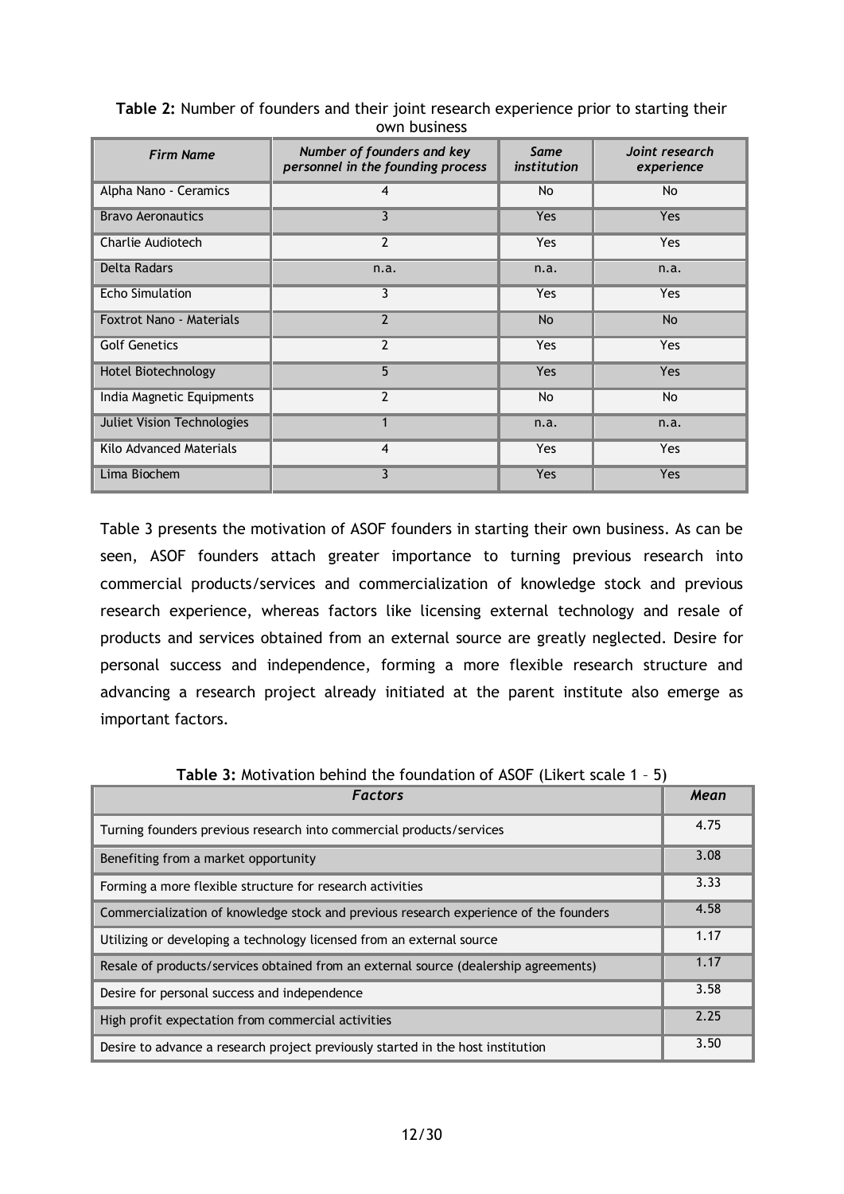**Table 2:** Number of founders and their joint research experience prior to starting their own business

| *Firm Name* | *Number of founders and key personnel in the founding process* | *Same institution* | *Joint research experience* |
|---|---|---|---|
| Alpha Nano - Ceramics | 4 | No | No |
| Bravo Aeronautics | 3 | Yes | Yes |
| Charlie Audiotech | 2 | Yes | Yes |
| Delta Radars | n.a. | n.a. | n.a. |
| Echo Simulation | 3 | Yes | Yes |
| Foxtrot Nano - Materials | 2 | No | No |
| Golf Genetics | 2 | Yes | Yes |
| Hotel Biotechnology | 5 | Yes | Yes |
| India Magnetic Equipments | 2 | No | No |
| Juliet Vision Technologies | 1 | n.a. | n.a. |
| Kilo Advanced Materials | 4 | Yes | Yes |
| Lima Biochem | 3 | Yes | Yes |

Table 3 presents the motivation of ASOF founders in starting their own business. As can be seen, ASOF founders attach greater importance to turning previous research into commercial products/services and commercialization of knowledge stock and previous research experience, whereas factors like licensing external technology and resale of products and services obtained from an external source are greatly neglected. Desire for personal success and independence, forming a more flexible research structure and advancing a research project already initiated at the parent institute also emerge as important factors.

**Table 3:** Motivation behind the foundation of ASOF (Likert scale 1 – 5)

| *Factors* | *Mean* |
|---|---|
| Turning founders previous research into commercial products/services | 4.75 |
| Benefiting from a market opportunity | 3.08 |
| Forming a more flexible structure for research activities | 3.33 |
| Commercialization of knowledge stock and previous research experience of the founders | 4.58 |
| Utilizing or developing a technology licensed from an external source | 1.17 |
| Resale of products/services obtained from an external source (dealership agreements) | 1.17 |
| Desire for personal success and independence | 3.58 |
| High profit expectation from commercial activities | 2.25 |
| Desire to advance a research project previously started in the host institution | 3.50 |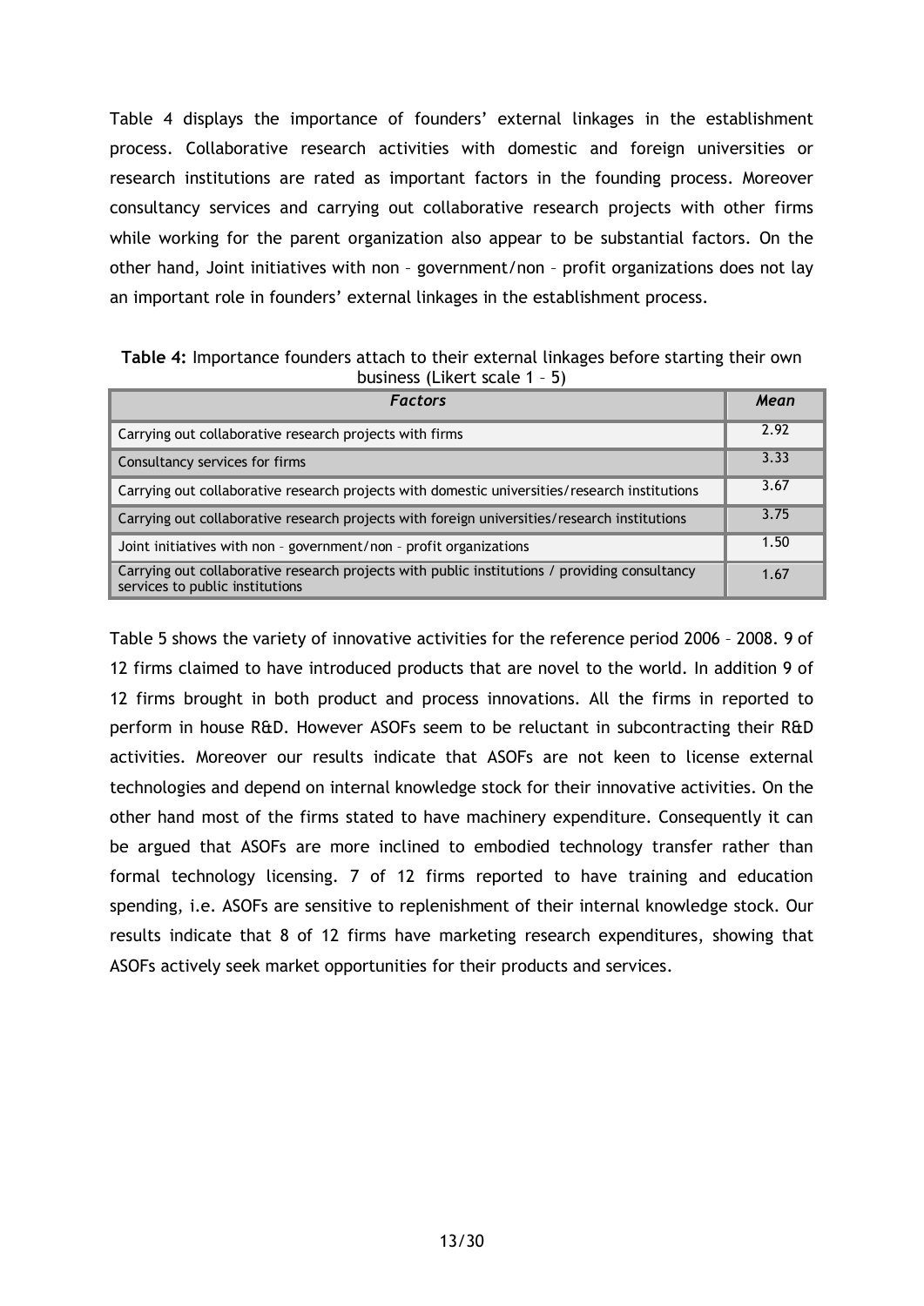Table 4 displays the importance of founders' external linkages in the establishment process. Collaborative research activities with domestic and foreign universities or research institutions are rated as important factors in the founding process. Moreover consultancy services and carrying out collaborative research projects with other firms while working for the parent organization also appear to be substantial factors. On the other hand, Joint initiatives with non – government/non – profit organizations does not lay an important role in founders' external linkages in the establishment process.

**Table 4:** Importance founders attach to their external linkages before starting their own business (Likert scale 1 – 5)

| *Factors* | *Mean* |
| --- | --- |
| Carrying out collaborative research projects with firms | 2.92 |
| Consultancy services for firms | 3.33 |
| Carrying out collaborative research projects with domestic universities/research institutions | 3.67 |
| Carrying out collaborative research projects with foreign universities/research institutions | 3.75 |
| Joint initiatives with non – government/non – profit organizations | 1.50 |
| Carrying out collaborative research projects with public institutions / providing consultancy services to public institutions | 1.67 |

Table 5 shows the variety of innovative activities for the reference period 2006 – 2008. 9 of 12 firms claimed to have introduced products that are novel to the world. In addition 9 of 12 firms brought in both product and process innovations. All the firms in reported to perform in house R&D. However ASOFs seem to be reluctant in subcontracting their R&D activities. Moreover our results indicate that ASOFs are not keen to license external technologies and depend on internal knowledge stock for their innovative activities. On the other hand most of the firms stated to have machinery expenditure. Consequently it can be argued that ASOFs are more inclined to embodied technology transfer rather than formal technology licensing. 7 of 12 firms reported to have training and education spending, i.e. ASOFs are sensitive to replenishment of their internal knowledge stock. Our results indicate that 8 of 12 firms have marketing research expenditures, showing that ASOFs actively seek market opportunities for their products and services.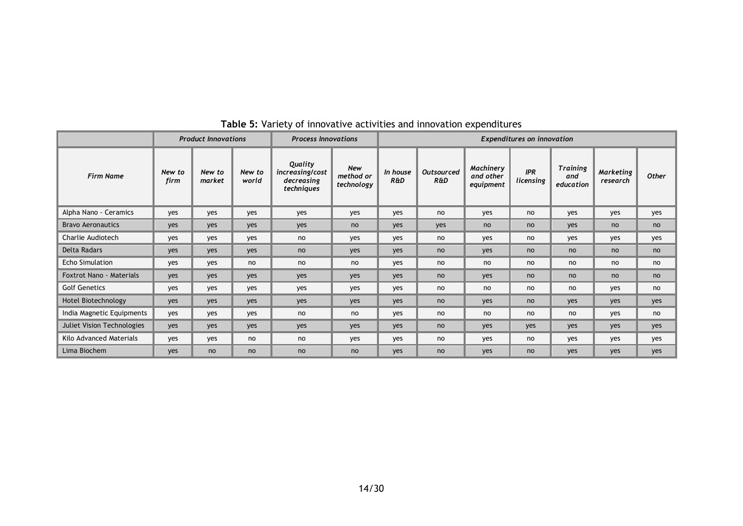**Table 5:** Variety of innovative activities and innovation expenditures

| | *Product Innovations* | | | *Process Innovations* | | *Expenditures on innovation* | | | | | | |
|---|---|---|---|---|---|---|---|---|---|---|---|---|
| *Firm Name* | *New to firm* | *New to market* | *New to world* | *Quality increasing/cost decreasing techniques* | *New method or technology* | *In house R&D* | *Outsourced R&D* | *Machinery and other equipment* | *IPR licensing* | *Training and education* | *Marketing research* | *Other* |
| Alpha Nano - Ceramics | yes | yes | yes | yes | yes | yes | no | yes | no | yes | yes | yes |
| Bravo Aeronautics | yes | yes | yes | yes | no | yes | yes | no | no | yes | no | no |
| Charlie Audiotech | yes | yes | yes | no | yes | yes | no | yes | no | yes | yes | yes |
| Delta Radars | yes | yes | yes | no | yes | yes | no | yes | no | no | no | no |
| Echo Simulation | yes | yes | no | no | no | yes | no | no | no | no | no | no |
| Foxtrot Nano - Materials | yes | yes | yes | yes | yes | yes | no | yes | no | no | no | no |
| Golf Genetics | yes | yes | yes | yes | yes | yes | no | no | no | no | yes | no |
| Hotel Biotechnology | yes | yes | yes | yes | yes | yes | no | yes | no | yes | yes | yes |
| India Magnetic Equipments | yes | yes | yes | no | no | yes | no | no | no | no | yes | no |
| Juliet Vision Technologies | yes | yes | yes | yes | yes | yes | no | yes | yes | yes | yes | yes |
| Kilo Advanced Materials | yes | yes | no | no | yes | yes | no | yes | no | yes | yes | yes |
| Lima Biochem | yes | no | no | no | no | yes | no | yes | no | yes | yes | yes |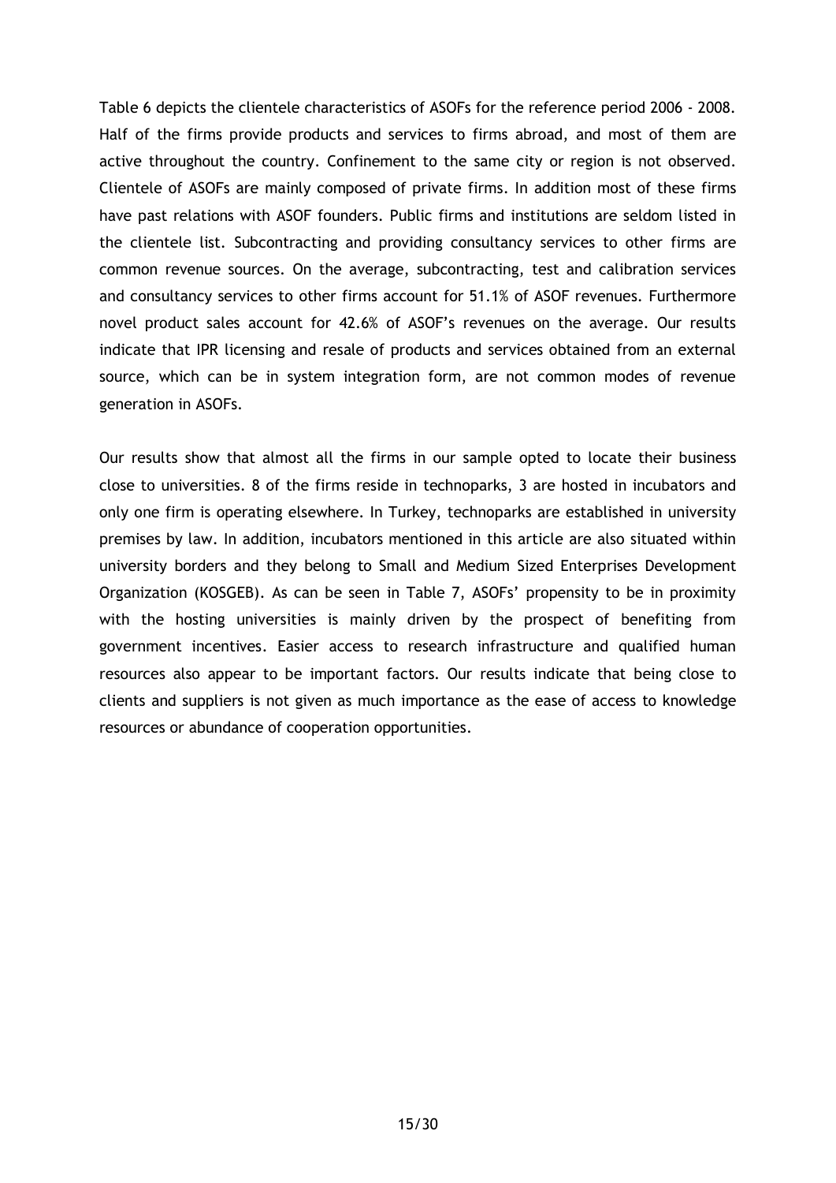Table 6 depicts the clientele characteristics of ASOFs for the reference period 2006 - 2008. Half of the firms provide products and services to firms abroad, and most of them are active throughout the country. Confinement to the same city or region is not observed. Clientele of ASOFs are mainly composed of private firms. In addition most of these firms have past relations with ASOF founders. Public firms and institutions are seldom listed in the clientele list. Subcontracting and providing consultancy services to other firms are common revenue sources. On the average, subcontracting, test and calibration services and consultancy services to other firms account for 51.1% of ASOF revenues. Furthermore novel product sales account for 42.6% of ASOF's revenues on the average. Our results indicate that IPR licensing and resale of products and services obtained from an external source, which can be in system integration form, are not common modes of revenue generation in ASOFs.

Our results show that almost all the firms in our sample opted to locate their business close to universities. 8 of the firms reside in technoparks, 3 are hosted in incubators and only one firm is operating elsewhere. In Turkey, technoparks are established in university premises by law. In addition, incubators mentioned in this article are also situated within university borders and they belong to Small and Medium Sized Enterprises Development Organization (KOSGEB). As can be seen in Table 7, ASOFs' propensity to be in proximity with the hosting universities is mainly driven by the prospect of benefiting from government incentives. Easier access to research infrastructure and qualified human resources also appear to be important factors. Our results indicate that being close to clients and suppliers is not given as much importance as the ease of access to knowledge resources or abundance of cooperation opportunities.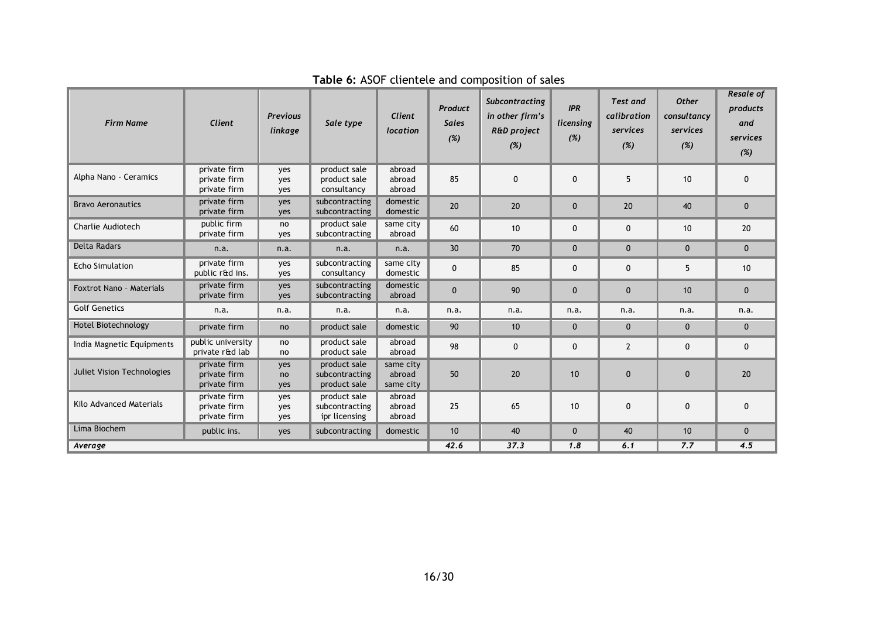**Table 6:** ASOF clientele and composition of sales

| *Firm Name* | *Client* | *Previous linkage* | *Sale type* | *Client location* | *Product Sales (%)* | *Subcontracting in other firm's R&D project (%)* | *IPR licensing (%)* | *Test and calibration services (%)* | *Other consultancy services (%)* | *Resale of products and services (%)* |
|---|---|---|---|---|---|---|---|---|---|---|
| Alpha Nano - Ceramics | private firm<br>private firm<br>private firm | yes<br>yes<br>yes | product sale<br>product sale<br>consultancy | abroad<br>abroad<br>abroad | 85 | 0 | 0 | 5 | 10 | 0 |
| Bravo Aeronautics | private firm<br>private firm | yes<br>yes | subcontracting<br>subcontracting | domestic<br>domestic | 20 | 20 | 0 | 20 | 40 | 0 |
| Charlie Audiotech | public firm<br>private firm | no<br>yes | product sale<br>subcontracting | same city<br>abroad | 60 | 10 | 0 | 0 | 10 | 20 |
| Delta Radars | n.a. | n.a. | n.a. | n.a. | 30 | 70 | 0 | 0 | 0 | 0 |
| Echo Simulation | private firm<br>public r&d ins. | yes<br>yes | subcontracting<br>consultancy | same city<br>domestic | 0 | 85 | 0 | 0 | 5 | 10 |
| Foxtrot Nano – Materials | private firm<br>private firm | yes<br>yes | subcontracting<br>subcontracting | domestic<br>abroad | 0 | 90 | 0 | 0 | 10 | 0 |
| Golf Genetics | n.a. | n.a. | n.a. | n.a. | n.a. | n.a. | n.a. | n.a. | n.a. | n.a. |
| Hotel Biotechnology | private firm | no | product sale | domestic | 90 | 10 | 0 | 0 | 0 | 0 |
| India Magnetic Equipments | public university<br>private r&d lab | no<br>no | product sale<br>product sale | abroad<br>abroad | 98 | 0 | 0 | 2 | 0 | 0 |
| Juliet Vision Technologies | private firm<br>private firm<br>private firm | yes<br>no<br>yes | product sale<br>subcontracting<br>product sale | same city<br>abroad<br>same city | 50 | 20 | 10 | 0 | 0 | 20 |
| Kilo Advanced Materials | private firm<br>private firm<br>private firm | yes<br>yes<br>yes | product sale<br>subcontracting<br>ipr licensing | abroad<br>abroad<br>abroad | 25 | 65 | 10 | 0 | 0 | 0 |
| Lima Biochem | public ins. | yes | subcontracting | domestic | 10 | 40 | 0 | 40 | 10 | 0 |
| *Average* | | | | | *42.6* | *37.3* | *1.8* | *6.1* | *7.7* | *4.5* |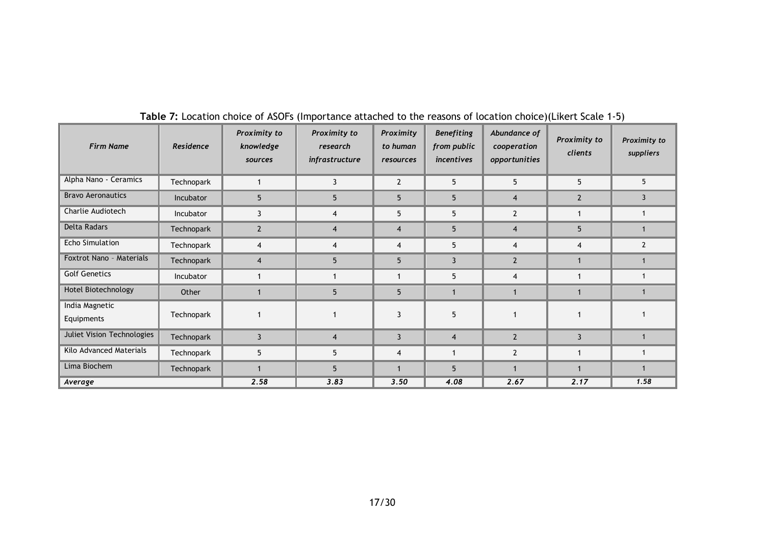**Table 7:** Location choice of ASOFs (Importance attached to the reasons of location choice)(Likert Scale 1-5)

| *Firm Name* | *Residence* | *Proximity to knowledge sources* | *Proximity to research infrastructure* | *Proximity to human resources* | *Benefiting from public incentives* | *Abundance of cooperation opportunities* | *Proximity to clients* | *Proximity to suppliers* |
|---|---|---|---|---|---|---|---|---|
| Alpha Nano - Ceramics | Technopark | 1 | 3 | 2 | 5 | 5 | 5 | 5 |
| Bravo Aeronautics | Incubator | 5 | 5 | 5 | 5 | 4 | 2 | 3 |
| Charlie Audiotech | Incubator | 3 | 4 | 5 | 5 | 2 | 1 | 1 |
| Delta Radars | Technopark | 2 | 4 | 4 | 5 | 4 | 5 | 1 |
| Echo Simulation | Technopark | 4 | 4 | 4 | 5 | 4 | 4 | 2 |
| Foxtrot Nano - Materials | Technopark | 4 | 5 | 5 | 3 | 2 | 1 | 1 |
| Golf Genetics | Incubator | 1 | 1 | 1 | 5 | 4 | 1 | 1 |
| Hotel Biotechnology | Other | 1 | 5 | 5 | 1 | 1 | 1 | 1 |
| India Magnetic Equipments | Technopark | 1 | 1 | 3 | 5 | 1 | 1 | 1 |
| Juliet Vision Technologies | Technopark | 3 | 4 | 3 | 4 | 2 | 3 | 1 |
| Kilo Advanced Materials | Technopark | 5 | 5 | 4 | 1 | 2 | 1 | 1 |
| Lima Biochem | Technopark | 1 | 5 | 1 | 5 | 1 | 1 | 1 |
| ***Average*** | | ***2.58*** | ***3.83*** | ***3.50*** | ***4.08*** | ***2.67*** | ***2.17*** | ***1.58*** |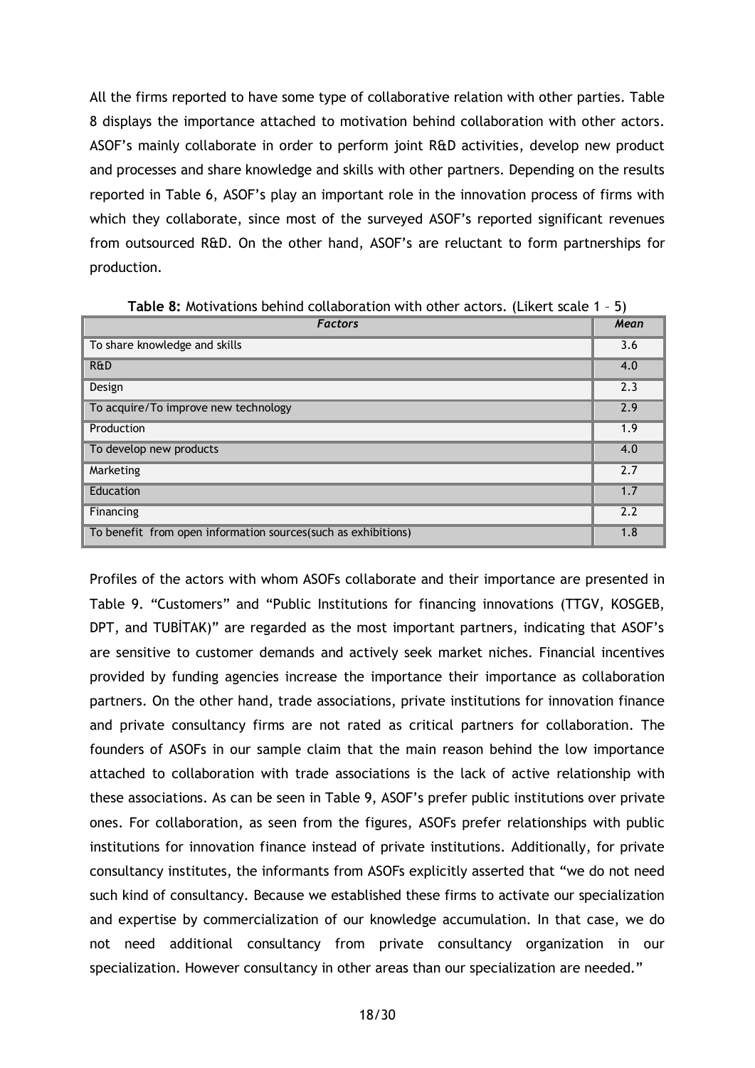All the firms reported to have some type of collaborative relation with other parties. Table 8 displays the importance attached to motivation behind collaboration with other actors. ASOF's mainly collaborate in order to perform joint R&D activities, develop new product and processes and share knowledge and skills with other partners. Depending on the results reported in Table 6, ASOF's play an important role in the innovation process of firms with which they collaborate, since most of the surveyed ASOF's reported significant revenues from outsourced R&D. On the other hand, ASOF's are reluctant to form partnerships for production.

**Table 8:** Motivations behind collaboration with other actors. (Likert scale 1 – 5)

| *Factors* | *Mean* |
|---|---|
| To share knowledge and skills | 3.6 |
| R&D | 4.0 |
| Design | 2.3 |
| To acquire/To improve new technology | 2.9 |
| Production | 1.9 |
| To develop new products | 4.0 |
| Marketing | 2.7 |
| Education | 1.7 |
| Financing | 2.2 |
| To benefit from open information sources(such as exhibitions) | 1.8 |

Profiles of the actors with whom ASOFs collaborate and their importance are presented in Table 9. "Customers" and "Public Institutions for financing innovations (TTGV, KOSGEB, DPT, and TUBİTAK)" are regarded as the most important partners, indicating that ASOF's are sensitive to customer demands and actively seek market niches. Financial incentives provided by funding agencies increase the importance their importance as collaboration partners. On the other hand, trade associations, private institutions for innovation finance and private consultancy firms are not rated as critical partners for collaboration. The founders of ASOFs in our sample claim that the main reason behind the low importance attached to collaboration with trade associations is the lack of active relationship with these associations. As can be seen in Table 9, ASOF's prefer public institutions over private ones. For collaboration, as seen from the figures, ASOFs prefer relationships with public institutions for innovation finance instead of private institutions. Additionally, for private consultancy institutes, the informants from ASOFs explicitly asserted that "we do not need such kind of consultancy. Because we established these firms to activate our specialization and expertise by commercialization of our knowledge accumulation. In that case, we do not need additional consultancy from private consultancy organization in our specialization. However consultancy in other areas than our specialization are needed."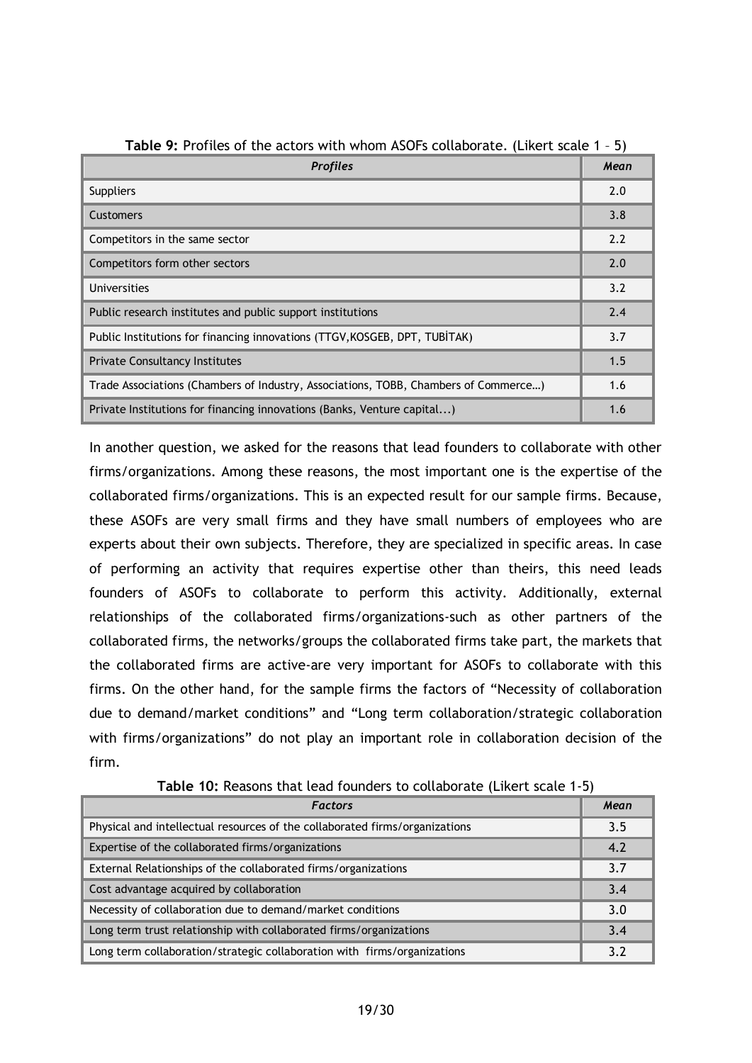**Table 9:** Profiles of the actors with whom ASOFs collaborate. (Likert scale 1 – 5)

| *Profiles* | *Mean* |
|---|---|
| Suppliers | 2.0 |
| Customers | 3.8 |
| Competitors in the same sector | 2.2 |
| Competitors form other sectors | 2.0 |
| Universities | 3.2 |
| Public research institutes and public support institutions | 2.4 |
| Public Institutions for financing innovations (TTGV,KOSGEB, DPT, TUBİTAK) | 3.7 |
| Private Consultancy Institutes | 1.5 |
| Trade Associations (Chambers of Industry, Associations, TOBB, Chambers of Commerce…) | 1.6 |
| Private Institutions for financing innovations (Banks, Venture capital...) | 1.6 |

In another question, we asked for the reasons that lead founders to collaborate with other firms/organizations. Among these reasons, the most important one is the expertise of the collaborated firms/organizations. This is an expected result for our sample firms. Because, these ASOFs are very small firms and they have small numbers of employees who are experts about their own subjects. Therefore, they are specialized in specific areas. In case of performing an activity that requires expertise other than theirs, this need leads founders of ASOFs to collaborate to perform this activity. Additionally, external relationships of the collaborated firms/organizations-such as other partners of the collaborated firms, the networks/groups the collaborated firms take part, the markets that the collaborated firms are active-are very important for ASOFs to collaborate with this firms. On the other hand, for the sample firms the factors of "Necessity of collaboration due to demand/market conditions" and "Long term collaboration/strategic collaboration with firms/organizations" do not play an important role in collaboration decision of the firm.

**Table 10:** Reasons that lead founders to collaborate (Likert scale 1-5)

| *Factors* | *Mean* |
|---|---|
| Physical and intellectual resources of the collaborated firms/organizations | 3.5 |
| Expertise of the collaborated firms/organizations | 4.2 |
| External Relationships of the collaborated firms/organizations | 3.7 |
| Cost advantage acquired by collaboration | 3.4 |
| Necessity of collaboration due to demand/market conditions | 3.0 |
| Long term trust relationship with collaborated firms/organizations | 3.4 |
| Long term collaboration/strategic collaboration with firms/organizations | 3.2 |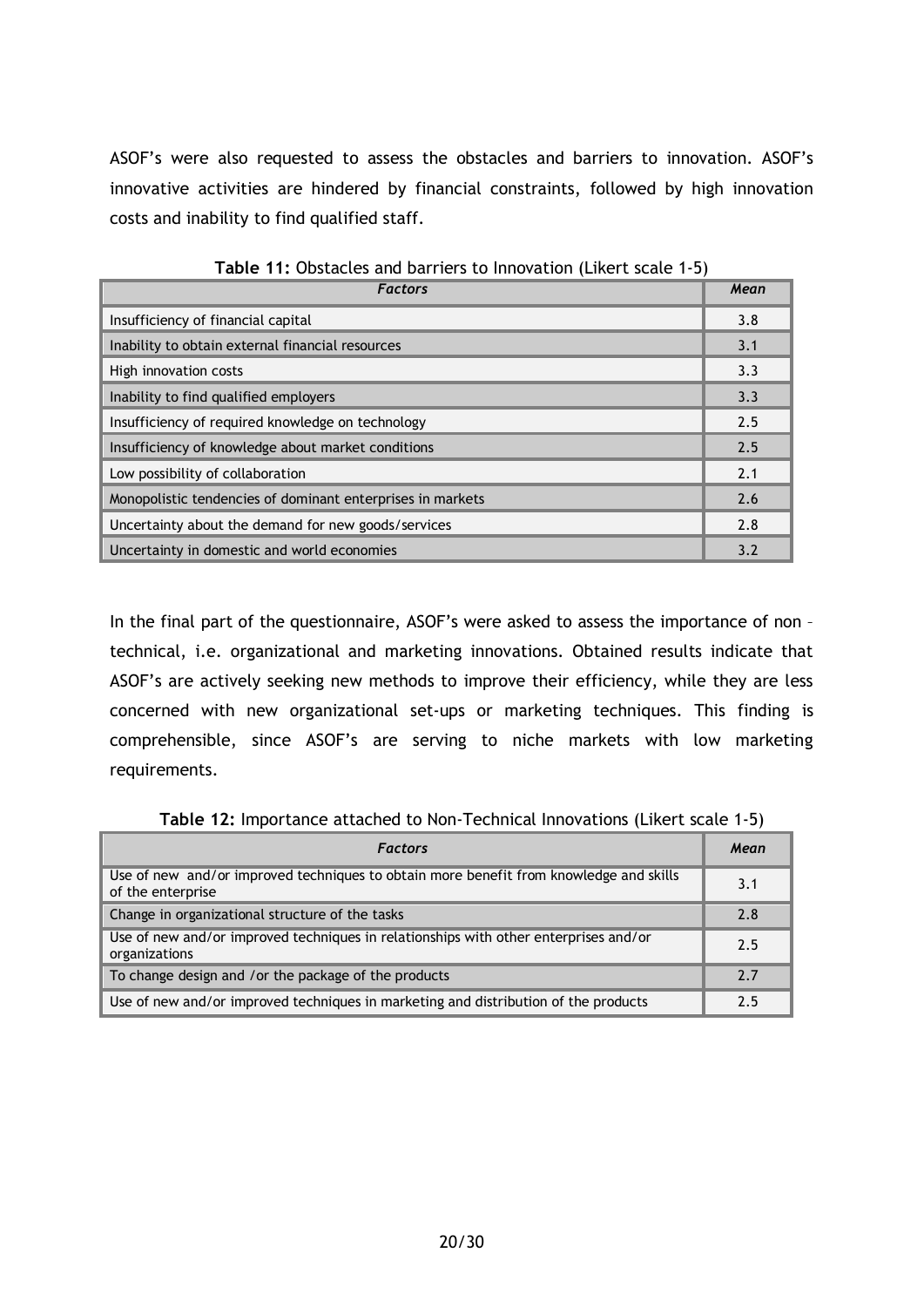ASOF's were also requested to assess the obstacles and barriers to innovation. ASOF's innovative activities are hindered by financial constraints, followed by high innovation costs and inability to find qualified staff.

**Table 11:** Obstacles and barriers to Innovation (Likert scale 1-5)

| *Factors* | *Mean* |
|---|---|
| Insufficiency of financial capital | 3.8 |
| Inability to obtain external financial resources | 3.1 |
| High innovation costs | 3.3 |
| Inability to find qualified employers | 3.3 |
| Insufficiency of required knowledge on technology | 2.5 |
| Insufficiency of knowledge about market conditions | 2.5 |
| Low possibility of collaboration | 2.1 |
| Monopolistic tendencies of dominant enterprises in markets | 2.6 |
| Uncertainty about the demand for new goods/services | 2.8 |
| Uncertainty in domestic and world economies | 3.2 |

In the final part of the questionnaire, ASOF's were asked to assess the importance of non – technical, i.e. organizational and marketing innovations. Obtained results indicate that ASOF's are actively seeking new methods to improve their efficiency, while they are less concerned with new organizational set-ups or marketing techniques. This finding is comprehensible, since ASOF's are serving to niche markets with low marketing requirements.

**Table 12:** Importance attached to Non-Technical Innovations (Likert scale 1-5)

| *Factors* | *Mean* |
|---|---|
| Use of new and/or improved techniques to obtain more benefit from knowledge and skills of the enterprise | 3.1 |
| Change in organizational structure of the tasks | 2.8 |
| Use of new and/or improved techniques in relationships with other enterprises and/or organizations | 2.5 |
| To change design and /or the package of the products | 2.7 |
| Use of new and/or improved techniques in marketing and distribution of the products | 2.5 |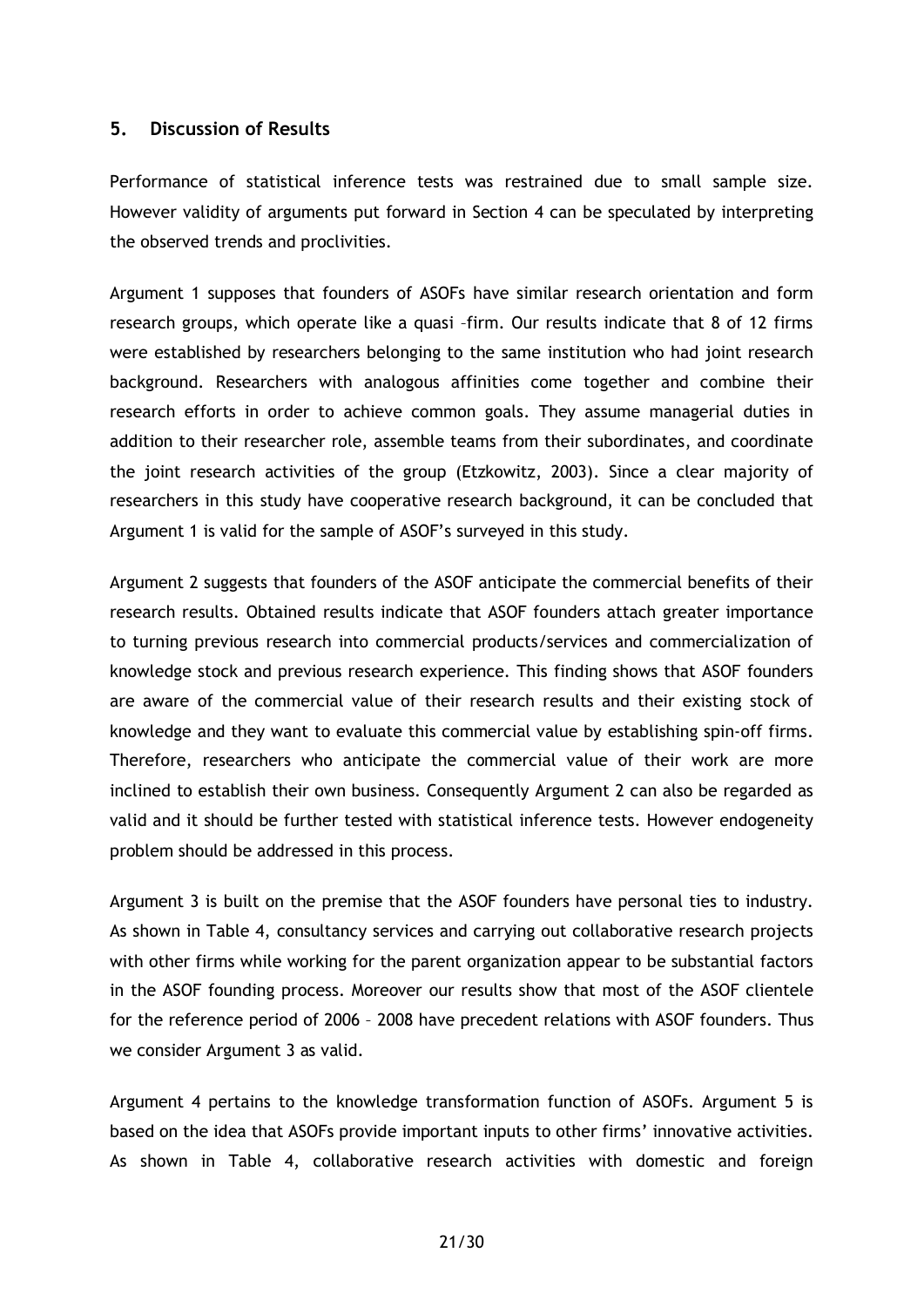## 5. Discussion of Results

Performance of statistical inference tests was restrained due to small sample size. However validity of arguments put forward in Section 4 can be speculated by interpreting the observed trends and proclivities.

Argument 1 supposes that founders of ASOFs have similar research orientation and form research groups, which operate like a quasi –firm. Our results indicate that 8 of 12 firms were established by researchers belonging to the same institution who had joint research background. Researchers with analogous affinities come together and combine their research efforts in order to achieve common goals. They assume managerial duties in addition to their researcher role, assemble teams from their subordinates, and coordinate the joint research activities of the group (Etzkowitz, 2003). Since a clear majority of researchers in this study have cooperative research background, it can be concluded that Argument 1 is valid for the sample of ASOF's surveyed in this study.

Argument 2 suggests that founders of the ASOF anticipate the commercial benefits of their research results. Obtained results indicate that ASOF founders attach greater importance to turning previous research into commercial products/services and commercialization of knowledge stock and previous research experience. This finding shows that ASOF founders are aware of the commercial value of their research results and their existing stock of knowledge and they want to evaluate this commercial value by establishing spin-off firms. Therefore, researchers who anticipate the commercial value of their work are more inclined to establish their own business. Consequently Argument 2 can also be regarded as valid and it should be further tested with statistical inference tests. However endogeneity problem should be addressed in this process.

Argument 3 is built on the premise that the ASOF founders have personal ties to industry. As shown in Table 4, consultancy services and carrying out collaborative research projects with other firms while working for the parent organization appear to be substantial factors in the ASOF founding process. Moreover our results show that most of the ASOF clientele for the reference period of 2006 – 2008 have precedent relations with ASOF founders. Thus we consider Argument 3 as valid.

Argument 4 pertains to the knowledge transformation function of ASOFs. Argument 5 is based on the idea that ASOFs provide important inputs to other firms' innovative activities. As shown in Table 4, collaborative research activities with domestic and foreign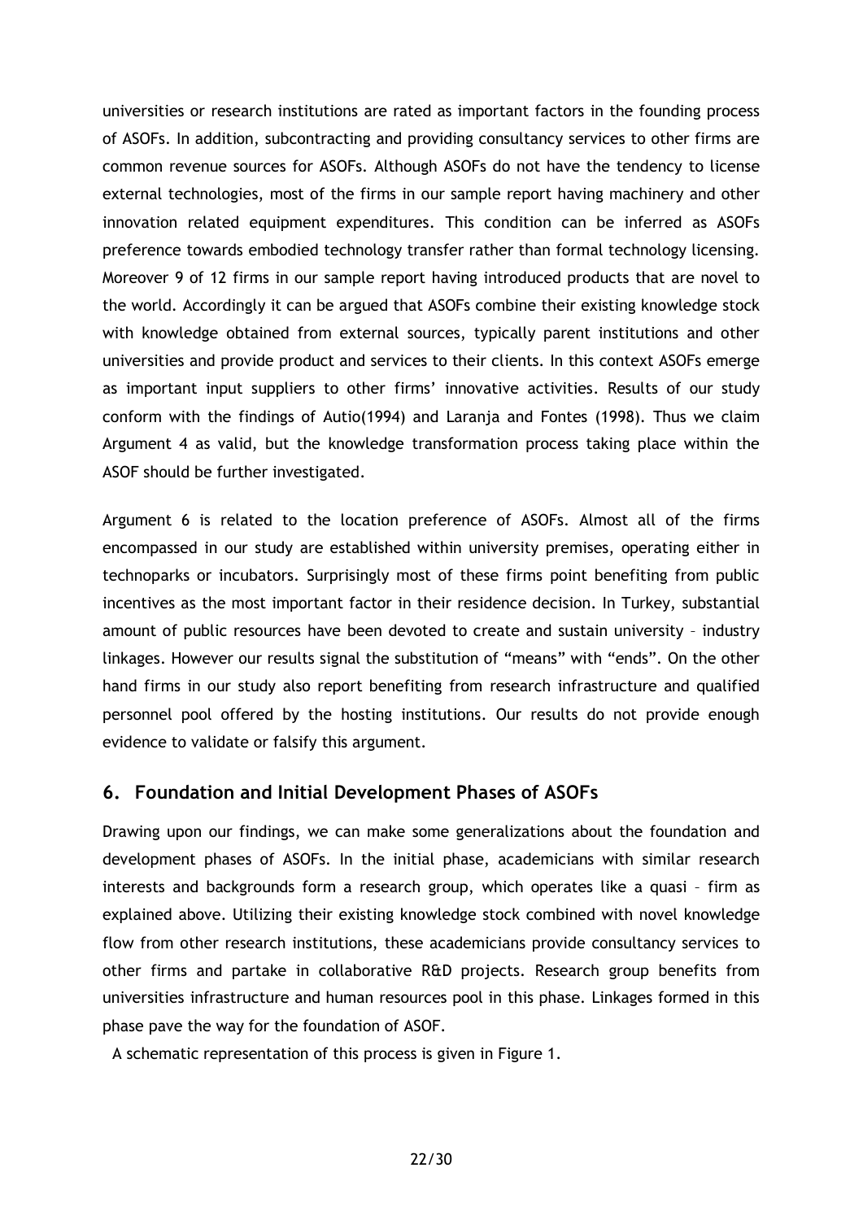universities or research institutions are rated as important factors in the founding process of ASOFs. In addition, subcontracting and providing consultancy services to other firms are common revenue sources for ASOFs. Although ASOFs do not have the tendency to license external technologies, most of the firms in our sample report having machinery and other innovation related equipment expenditures. This condition can be inferred as ASOFs preference towards embodied technology transfer rather than formal technology licensing. Moreover 9 of 12 firms in our sample report having introduced products that are novel to the world. Accordingly it can be argued that ASOFs combine their existing knowledge stock with knowledge obtained from external sources, typically parent institutions and other universities and provide product and services to their clients. In this context ASOFs emerge as important input suppliers to other firms' innovative activities. Results of our study conform with the findings of Autio(1994) and Laranja and Fontes (1998). Thus we claim Argument 4 as valid, but the knowledge transformation process taking place within the ASOF should be further investigated.

Argument 6 is related to the location preference of ASOFs. Almost all of the firms encompassed in our study are established within university premises, operating either in technoparks or incubators. Surprisingly most of these firms point benefiting from public incentives as the most important factor in their residence decision. In Turkey, substantial amount of public resources have been devoted to create and sustain university – industry linkages. However our results signal the substitution of "means" with "ends". On the other hand firms in our study also report benefiting from research infrastructure and qualified personnel pool offered by the hosting institutions. Our results do not provide enough evidence to validate or falsify this argument.

## 6. Foundation and Initial Development Phases of ASOFs

Drawing upon our findings, we can make some generalizations about the foundation and development phases of ASOFs. In the initial phase, academicians with similar research interests and backgrounds form a research group, which operates like a quasi – firm as explained above. Utilizing their existing knowledge stock combined with novel knowledge flow from other research institutions, these academicians provide consultancy services to other firms and partake in collaborative R&D projects. Research group benefits from universities infrastructure and human resources pool in this phase. Linkages formed in this phase pave the way for the foundation of ASOF.

A schematic representation of this process is given in Figure 1.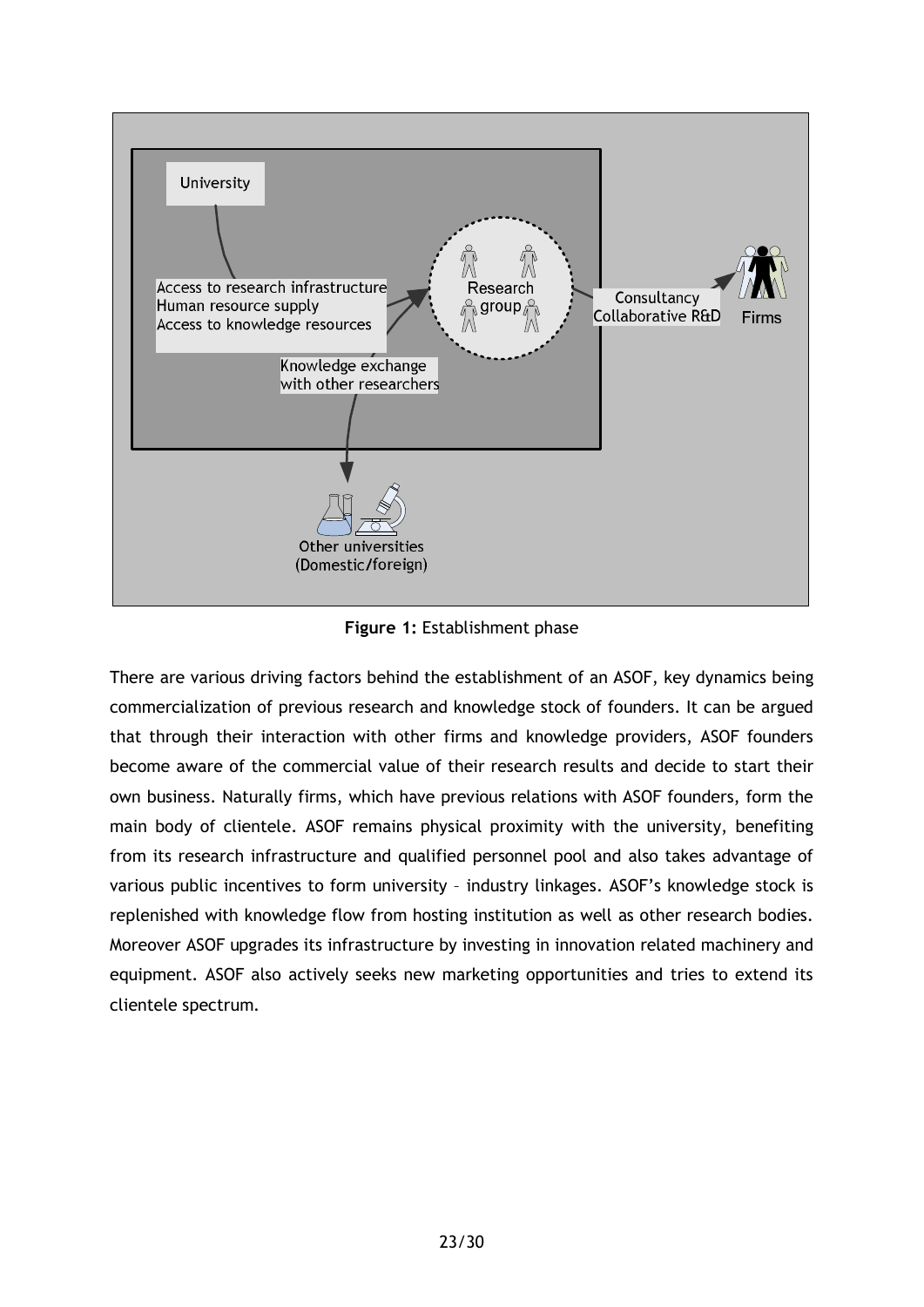**Figure 1:** Establishment phase

There are various driving factors behind the establishment of an ASOF, key dynamics being commercialization of previous research and knowledge stock of founders. It can be argued that through their interaction with other firms and knowledge providers, ASOF founders become aware of the commercial value of their research results and decide to start their own business. Naturally firms, which have previous relations with ASOF founders, form the main body of clientele. ASOF remains physical proximity with the university, benefiting from its research infrastructure and qualified personnel pool and also takes advantage of various public incentives to form university – industry linkages. ASOF's knowledge stock is replenished with knowledge flow from hosting institution as well as other research bodies. Moreover ASOF upgrades its infrastructure by investing in innovation related machinery and equipment. ASOF also actively seeks new marketing opportunities and tries to extend its clientele spectrum.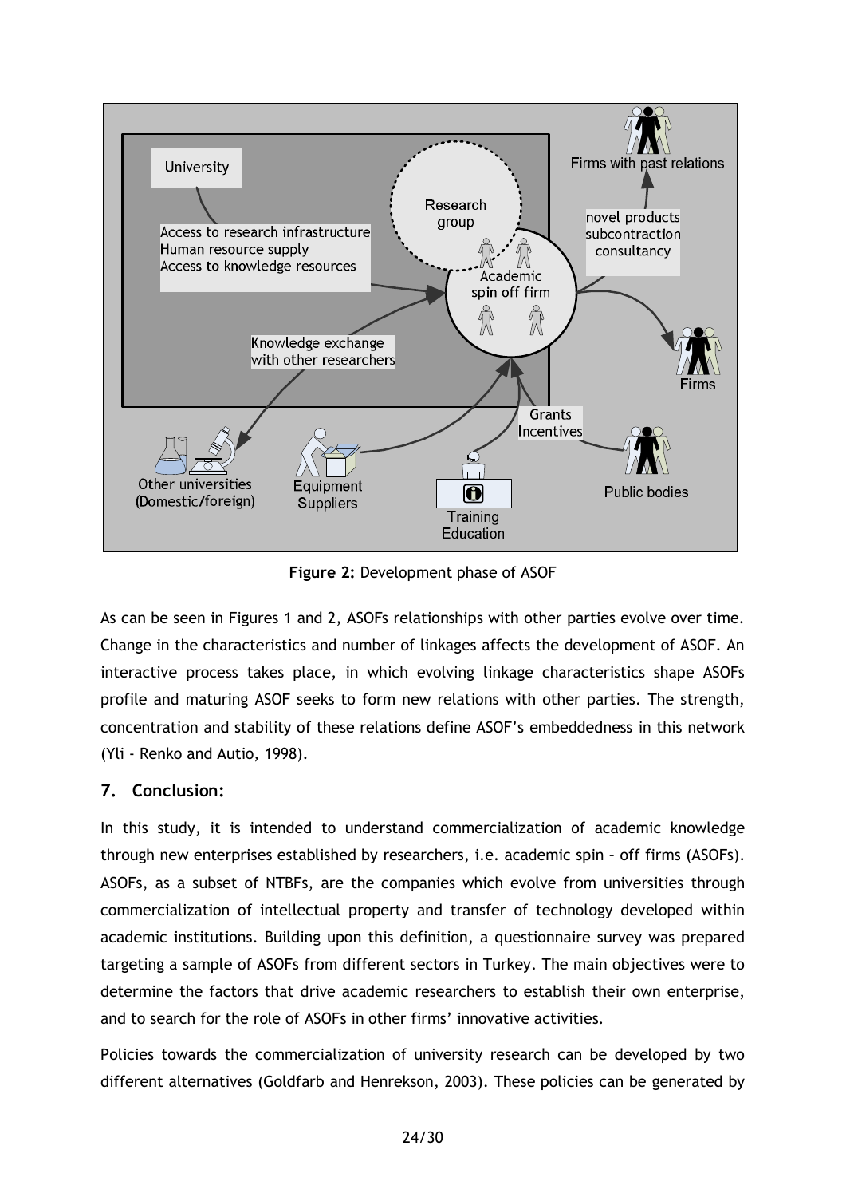**Figure 2:** Development phase of ASOF

As can be seen in Figures 1 and 2, ASOFs relationships with other parties evolve over time. Change in the characteristics and number of linkages affects the development of ASOF. An interactive process takes place, in which evolving linkage characteristics shape ASOFs profile and maturing ASOF seeks to form new relations with other parties. The strength, concentration and stability of these relations define ASOF's embeddedness in this network (Yli - Renko and Autio, 1998).

## 7. Conclusion:

In this study, it is intended to understand commercialization of academic knowledge through new enterprises established by researchers, i.e. academic spin – off firms (ASOFs). ASOFs, as a subset of NTBFs, are the companies which evolve from universities through commercialization of intellectual property and transfer of technology developed within academic institutions. Building upon this definition, a questionnaire survey was prepared targeting a sample of ASOFs from different sectors in Turkey. The main objectives were to determine the factors that drive academic researchers to establish their own enterprise, and to search for the role of ASOFs in other firms' innovative activities.

Policies towards the commercialization of university research can be developed by two different alternatives (Goldfarb and Henrekson, 2003). These policies can be generated by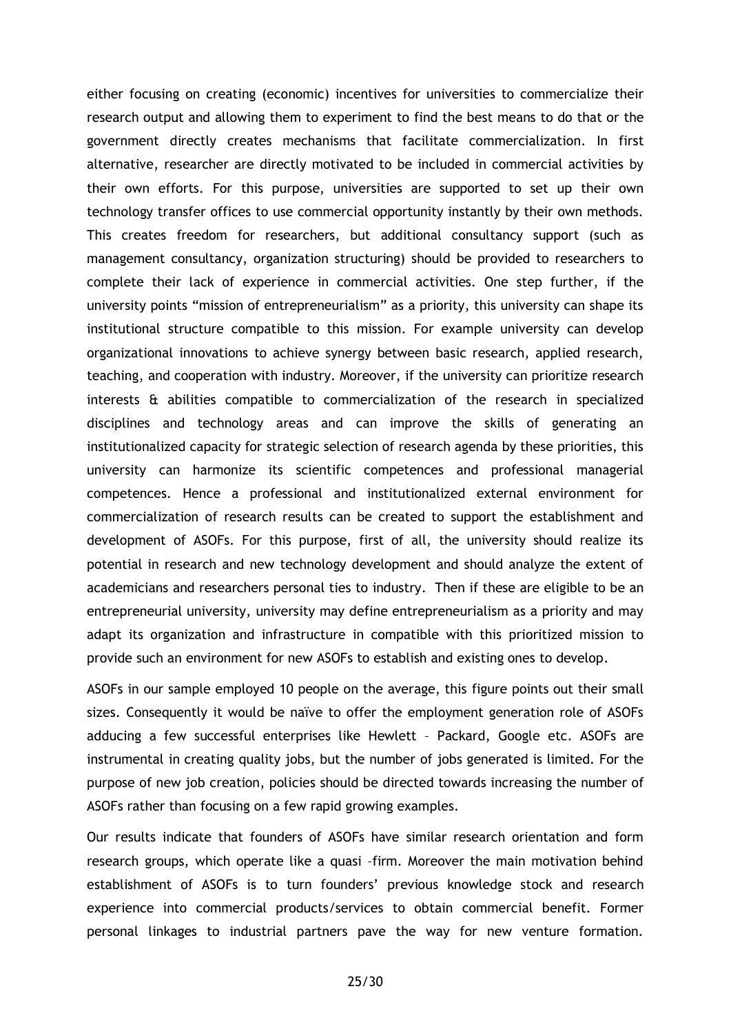either focusing on creating (economic) incentives for universities to commercialize their research output and allowing them to experiment to find the best means to do that or the government directly creates mechanisms that facilitate commercialization. In first alternative, researcher are directly motivated to be included in commercial activities by their own efforts. For this purpose, universities are supported to set up their own technology transfer offices to use commercial opportunity instantly by their own methods. This creates freedom for researchers, but additional consultancy support (such as management consultancy, organization structuring) should be provided to researchers to complete their lack of experience in commercial activities. One step further, if the university points "mission of entrepreneurialism" as a priority, this university can shape its institutional structure compatible to this mission. For example university can develop organizational innovations to achieve synergy between basic research, applied research, teaching, and cooperation with industry. Moreover, if the university can prioritize research interests & abilities compatible to commercialization of the research in specialized disciplines and technology areas and can improve the skills of generating an institutionalized capacity for strategic selection of research agenda by these priorities, this university can harmonize its scientific competences and professional managerial competences. Hence a professional and institutionalized external environment for commercialization of research results can be created to support the establishment and development of ASOFs. For this purpose, first of all, the university should realize its potential in research and new technology development and should analyze the extent of academicians and researchers personal ties to industry. Then if these are eligible to be an entrepreneurial university, university may define entrepreneurialism as a priority and may adapt its organization and infrastructure in compatible with this prioritized mission to provide such an environment for new ASOFs to establish and existing ones to develop.

ASOFs in our sample employed 10 people on the average, this figure points out their small sizes. Consequently it would be naïve to offer the employment generation role of ASOFs adducing a few successful enterprises like Hewlett – Packard, Google etc. ASOFs are instrumental in creating quality jobs, but the number of jobs generated is limited. For the purpose of new job creation, policies should be directed towards increasing the number of ASOFs rather than focusing on a few rapid growing examples.

Our results indicate that founders of ASOFs have similar research orientation and form research groups, which operate like a quasi –firm. Moreover the main motivation behind establishment of ASOFs is to turn founders' previous knowledge stock and research experience into commercial products/services to obtain commercial benefit. Former personal linkages to industrial partners pave the way for new venture formation.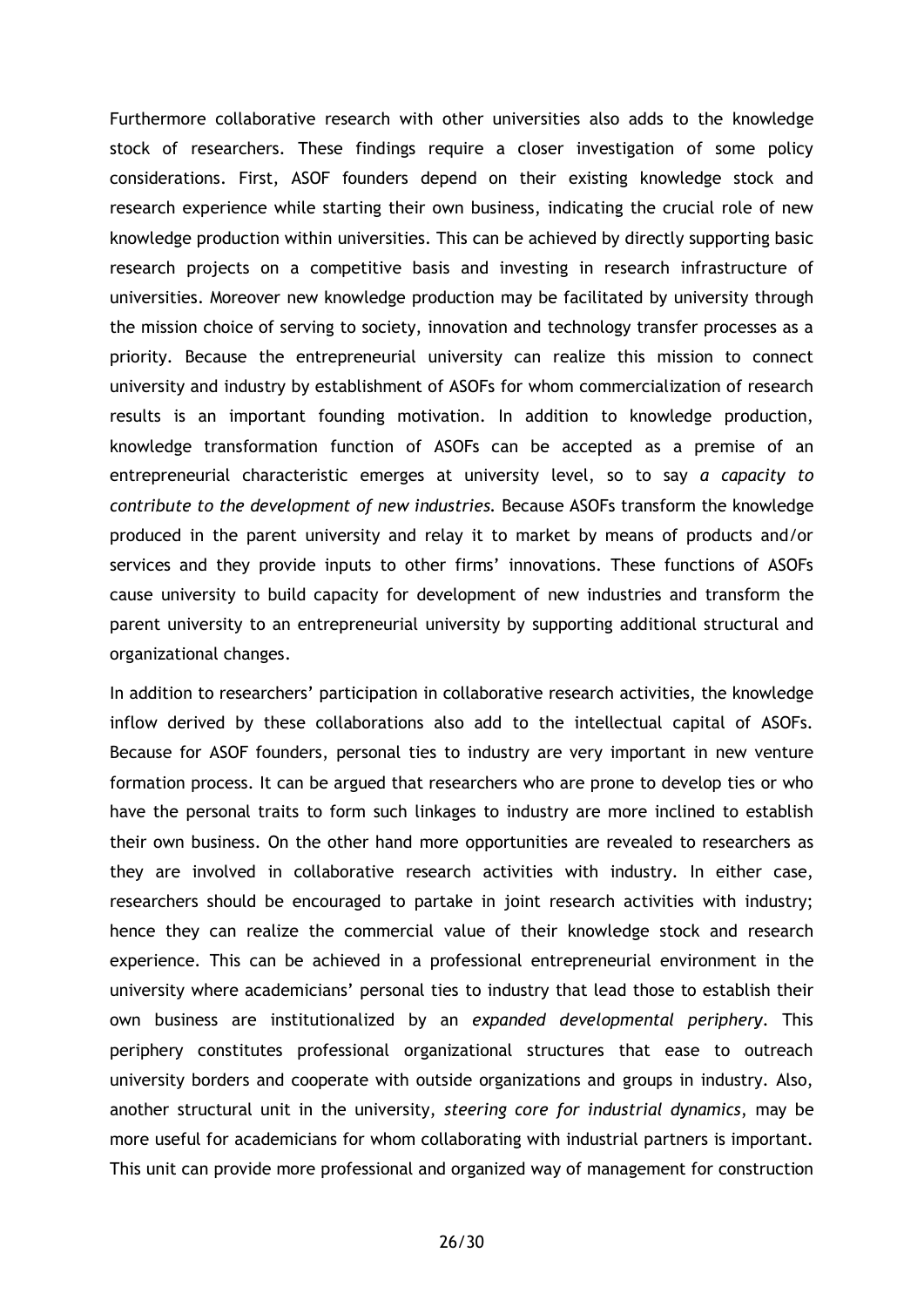Furthermore collaborative research with other universities also adds to the knowledge stock of researchers. These findings require a closer investigation of some policy considerations. First, ASOF founders depend on their existing knowledge stock and research experience while starting their own business, indicating the crucial role of new knowledge production within universities. This can be achieved by directly supporting basic research projects on a competitive basis and investing in research infrastructure of universities. Moreover new knowledge production may be facilitated by university through the mission choice of serving to society, innovation and technology transfer processes as a priority. Because the entrepreneurial university can realize this mission to connect university and industry by establishment of ASOFs for whom commercialization of research results is an important founding motivation. In addition to knowledge production, knowledge transformation function of ASOFs can be accepted as a premise of an entrepreneurial characteristic emerges at university level, so to say *a capacity to contribute to the development of new industries*. Because ASOFs transform the knowledge produced in the parent university and relay it to market by means of products and/or services and they provide inputs to other firms' innovations. These functions of ASOFs cause university to build capacity for development of new industries and transform the parent university to an entrepreneurial university by supporting additional structural and organizational changes.

In addition to researchers' participation in collaborative research activities, the knowledge inflow derived by these collaborations also add to the intellectual capital of ASOFs. Because for ASOF founders, personal ties to industry are very important in new venture formation process. It can be argued that researchers who are prone to develop ties or who have the personal traits to form such linkages to industry are more inclined to establish their own business. On the other hand more opportunities are revealed to researchers as they are involved in collaborative research activities with industry. In either case, researchers should be encouraged to partake in joint research activities with industry; hence they can realize the commercial value of their knowledge stock and research experience. This can be achieved in a professional entrepreneurial environment in the university where academicians' personal ties to industry that lead those to establish their own business are institutionalized by an *expanded developmental periphery*. This periphery constitutes professional organizational structures that ease to outreach university borders and cooperate with outside organizations and groups in industry. Also, another structural unit in the university, *steering core for industrial dynamics*, may be more useful for academicians for whom collaborating with industrial partners is important. This unit can provide more professional and organized way of management for construction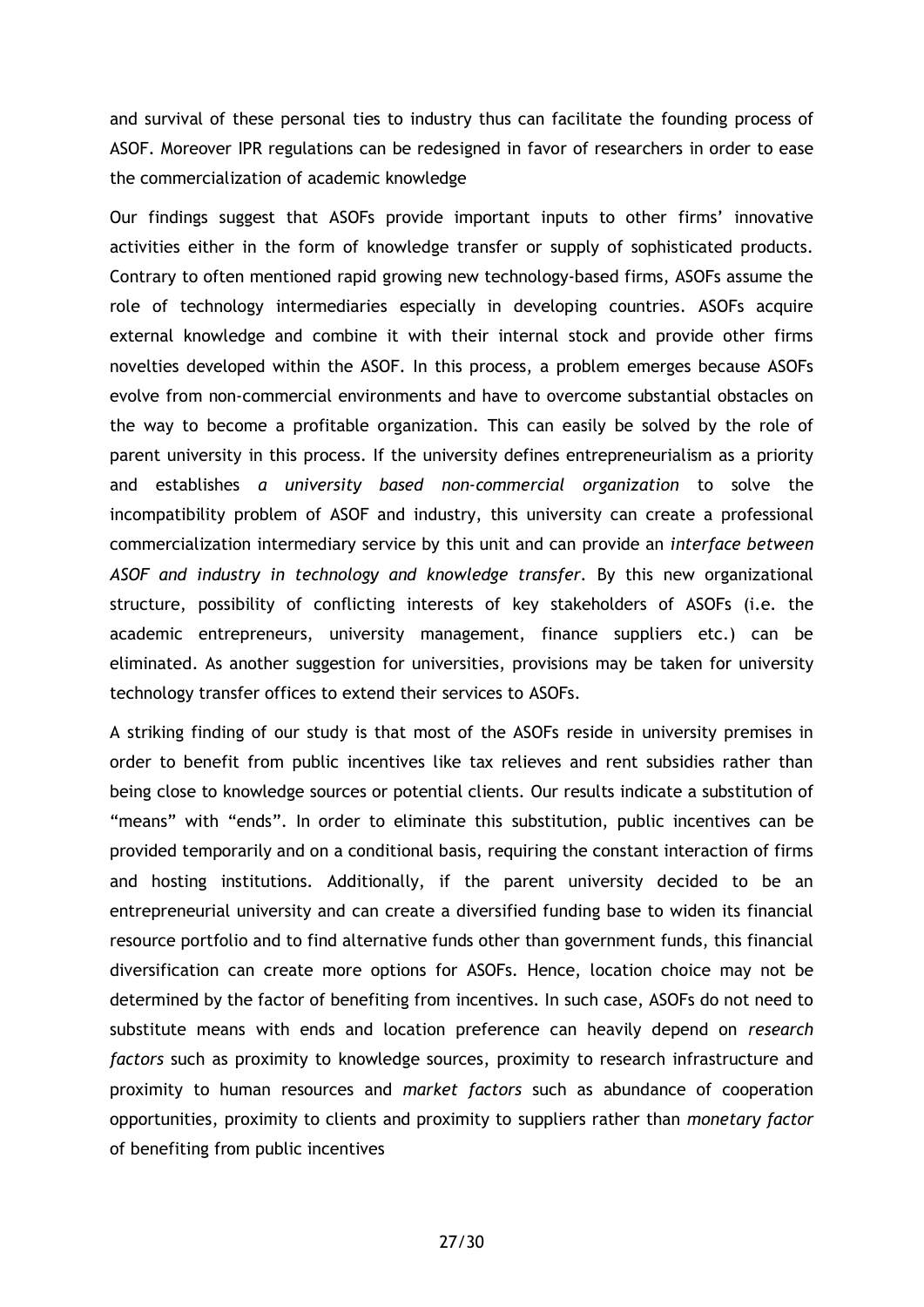and survival of these personal ties to industry thus can facilitate the founding process of ASOF. Moreover IPR regulations can be redesigned in favor of researchers in order to ease the commercialization of academic knowledge

Our findings suggest that ASOFs provide important inputs to other firms' innovative activities either in the form of knowledge transfer or supply of sophisticated products. Contrary to often mentioned rapid growing new technology-based firms, ASOFs assume the role of technology intermediaries especially in developing countries. ASOFs acquire external knowledge and combine it with their internal stock and provide other firms novelties developed within the ASOF. In this process, a problem emerges because ASOFs evolve from non-commercial environments and have to overcome substantial obstacles on the way to become a profitable organization. This can easily be solved by the role of parent university in this process. If the university defines entrepreneurialism as a priority and establishes *a university based non-commercial organization* to solve the incompatibility problem of ASOF and industry, this university can create a professional commercialization intermediary service by this unit and can provide an *interface between ASOF and industry in technology and knowledge transfer*. By this new organizational structure, possibility of conflicting interests of key stakeholders of ASOFs (i.e. the academic entrepreneurs, university management, finance suppliers etc.) can be eliminated. As another suggestion for universities, provisions may be taken for university technology transfer offices to extend their services to ASOFs.

A striking finding of our study is that most of the ASOFs reside in university premises in order to benefit from public incentives like tax relieves and rent subsidies rather than being close to knowledge sources or potential clients. Our results indicate a substitution of "means" with "ends". In order to eliminate this substitution, public incentives can be provided temporarily and on a conditional basis, requiring the constant interaction of firms and hosting institutions. Additionally, if the parent university decided to be an entrepreneurial university and can create a diversified funding base to widen its financial resource portfolio and to find alternative funds other than government funds, this financial diversification can create more options for ASOFs. Hence, location choice may not be determined by the factor of benefiting from incentives. In such case, ASOFs do not need to substitute means with ends and location preference can heavily depend on *research factors* such as proximity to knowledge sources, proximity to research infrastructure and proximity to human resources and *market factors* such as abundance of cooperation opportunities, proximity to clients and proximity to suppliers rather than *monetary factor* of benefiting from public incentives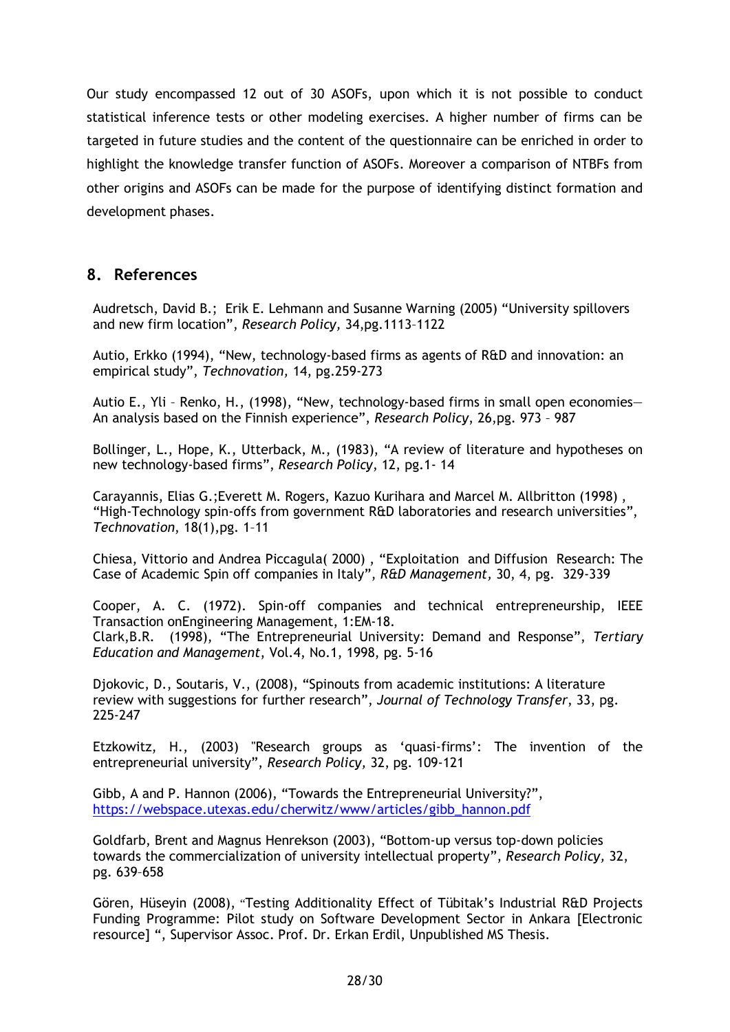Our study encompassed 12 out of 30 ASOFs, upon which it is not possible to conduct statistical inference tests or other modeling exercises. A higher number of firms can be targeted in future studies and the content of the questionnaire can be enriched in order to highlight the knowledge transfer function of ASOFs. Moreover a comparison of NTBFs from other origins and ASOFs can be made for the purpose of identifying distinct formation and development phases.

## 8. References

Audretsch, David B.; Erik E. Lehmann and Susanne Warning (2005) "University spillovers and new firm location", *Research Policy,* 34,pg.1113–1122

Autio, Erkko (1994), "New, technology-based firms as agents of R&D and innovation: an empirical study", *Technovation,* 14, pg.259-273

Autio E., Yli – Renko, H., (1998), "New, technology-based firms in small open economies—An analysis based on the Finnish experience", *Research Policy*, 26,pg. 973 – 987

Bollinger, L., Hope, K., Utterback, M., (1983), "A review of literature and hypotheses on new technology-based firms", *Research Policy*, 12, pg.1- 14

Carayannis, Elias G.;Everett M. Rogers, Kazuo Kurihara and Marcel M. Allbritton (1998) , "High-Technology spin-offs from government R&D laboratories and research universities", *Technovation*, 18(1),pg. 1–11

Chiesa, Vittorio and Andrea Piccagula( 2000) , "Exploitation and Diffusion Research: The Case of Academic Spin off companies in Italy", *R&D Management,* 30, 4, pg. 329-339

Cooper, A. C. (1972). Spin-off companies and technical entrepreneurship, IEEE Transaction onEngineering Management, 1:EM-18.
Clark,B.R. (1998), "The Entrepreneurial University: Demand and Response", *Tertiary Education and Management*, Vol.4, No.1, 1998, pg. 5-16

Djokovic, D., Soutaris, V., (2008), "Spinouts from academic institutions: A literature review with suggestions for further research", *Journal of Technology Transfer*, 33, pg. 225-247

Etzkowitz, H., (2003) "Research groups as 'quasi-firms': The invention of the entrepreneurial university", *Research Policy,* 32, pg. 109-121

Gibb, A and P. Hannon (2006), "Towards the Entrepreneurial University?", https://webspace.utexas.edu/cherwitz/www/articles/gibb_hannon.pdf

Goldfarb, Brent and Magnus Henrekson (2003), "Bottom-up versus top-down policies towards the commercialization of university intellectual property", *Research Policy,* 32, pg. 639–658

Gören, Hüseyin (2008), "Testing Additionality Effect of Tübitak's Industrial R&D Projects Funding Programme: Pilot study on Software Development Sector in Ankara [Electronic resource] ", Supervisor Assoc. Prof. Dr. Erkan Erdil, Unpublished MS Thesis.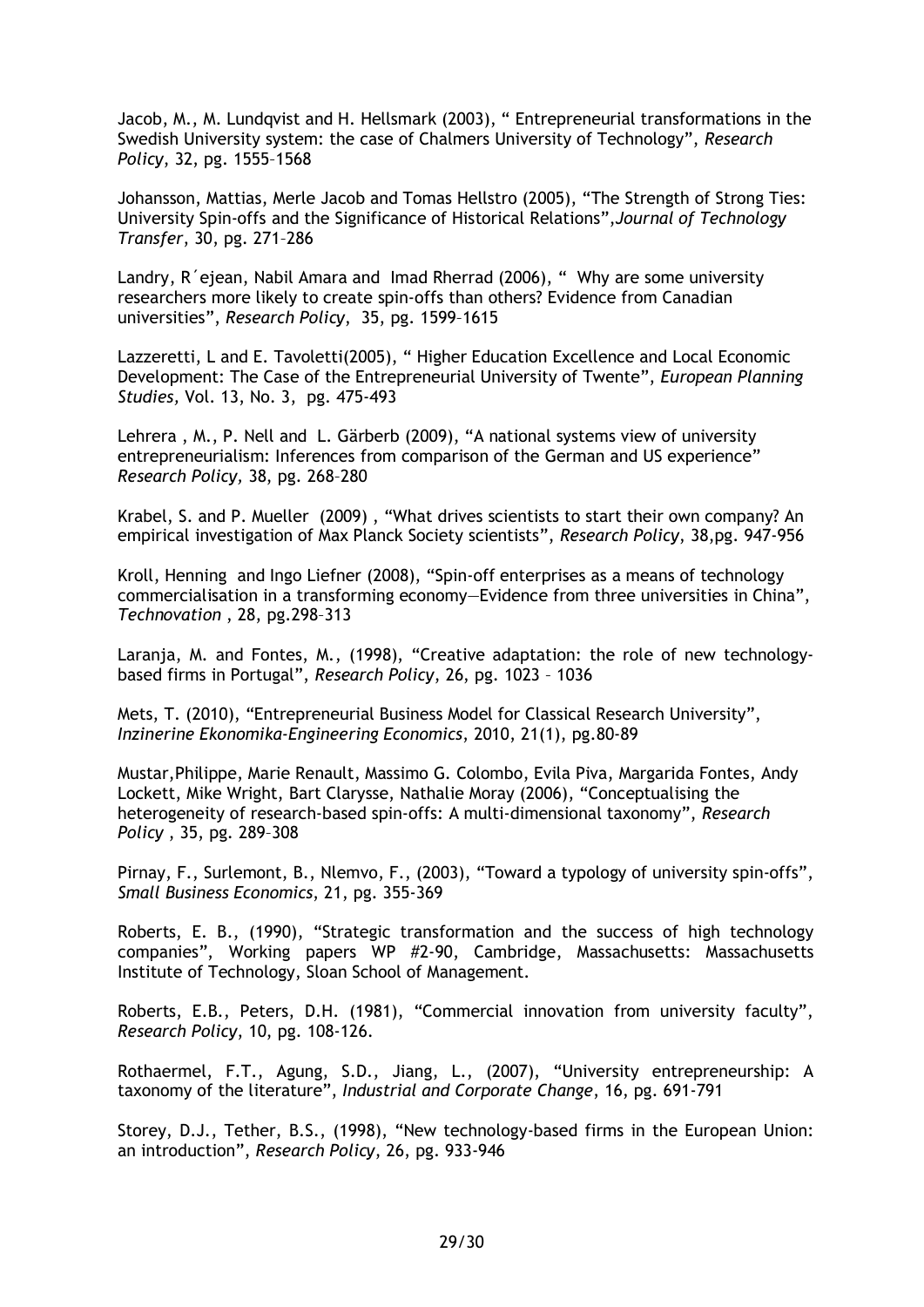Jacob, M., M. Lundqvist and H. Hellsmark (2003), " Entrepreneurial transformations in the Swedish University system: the case of Chalmers University of Technology", *Research Policy*, 32, pg. 1555–1568

Johansson, Mattias, Merle Jacob and Tomas Hellstro (2005), "The Strength of Strong Ties: University Spin-offs and the Significance of Historical Relations",*Journal of Technology Transfer*, 30, pg. 271–286

Landry, R´ejean, Nabil Amara and Imad Rherrad (2006), " Why are some university researchers more likely to create spin-offs than others? Evidence from Canadian universities", *Research Policy*, 35, pg. 1599–1615

Lazzeretti, L and E. Tavoletti(2005), " Higher Education Excellence and Local Economic Development: The Case of the Entrepreneurial University of Twente", *European Planning Studies,* Vol. 13, No. 3, pg. 475-493

Lehrera , M., P. Nell and L. Gärberb (2009), "A national systems view of university entrepreneurialism: Inferences from comparison of the German and US experience" *Research Policy,* 38, pg. 268–280

Krabel, S. and P. Mueller (2009) , "What drives scientists to start their own company? An empirical investigation of Max Planck Society scientists", *Research Policy*, 38,pg. 947-956

Kroll, Henning and Ingo Liefner (2008), "Spin-off enterprises as a means of technology commercialisation in a transforming economy—Evidence from three universities in China", *Technovation* , 28, pg.298–313

Laranja, M. and Fontes, M., (1998), "Creative adaptation: the role of new technology-based firms in Portugal", *Research Policy*, 26, pg. 1023 – 1036

Mets, T. (2010), "Entrepreneurial Business Model for Classical Research University", *Inzinerine Ekonomika-Engineering Economics*, 2010, 21(1), pg.80-89

Mustar,Philippe, Marie Renault, Massimo G. Colombo, Evila Piva, Margarida Fontes, Andy Lockett, Mike Wright, Bart Clarysse, Nathalie Moray (2006), "Conceptualising the heterogeneity of research-based spin-offs: A multi-dimensional taxonomy", *Research Policy* , 35, pg. 289–308

Pirnay, F., Surlemont, B., Nlemvo, F., (2003), "Toward a typology of university spin-offs", *Small Business Economics*, 21, pg. 355-369

Roberts, E. B., (1990), "Strategic transformation and the success of high technology companies", Working papers WP #2-90, Cambridge, Massachusetts: Massachusetts Institute of Technology, Sloan School of Management.

Roberts, E.B., Peters, D.H. (1981), "Commercial innovation from university faculty", *Research Policy*, 10, pg. 108-126.

Rothaermel, F.T., Agung, S.D., Jiang, L., (2007), "University entrepreneurship: A taxonomy of the literature", *Industrial and Corporate Change*, 16, pg. 691-791

Storey, D.J., Tether, B.S., (1998), "New technology-based firms in the European Union: an introduction", *Research Policy*, 26, pg. 933-946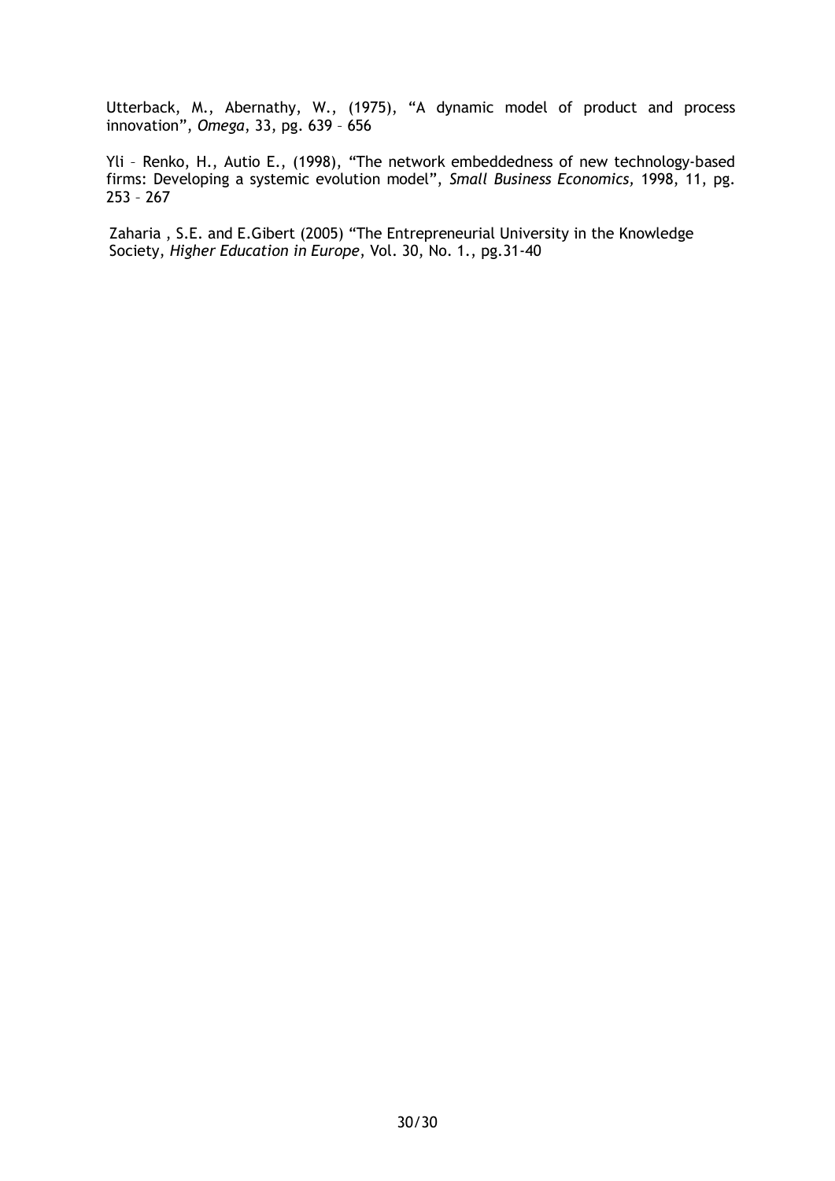Utterback, M., Abernathy, W., (1975), "A dynamic model of product and process innovation", *Omega*, 33, pg. 639 – 656

Yli – Renko, H., Autio E., (1998), "The network embeddedness of new technology-based firms: Developing a systemic evolution model", *Small Business Economics,* 1998, 11, pg. 253 – 267

Zaharia , S.E. and E.Gibert (2005) "The Entrepreneurial University in the Knowledge Society, *Higher Education in Europe*, Vol. 30, No. 1., pg.31-40